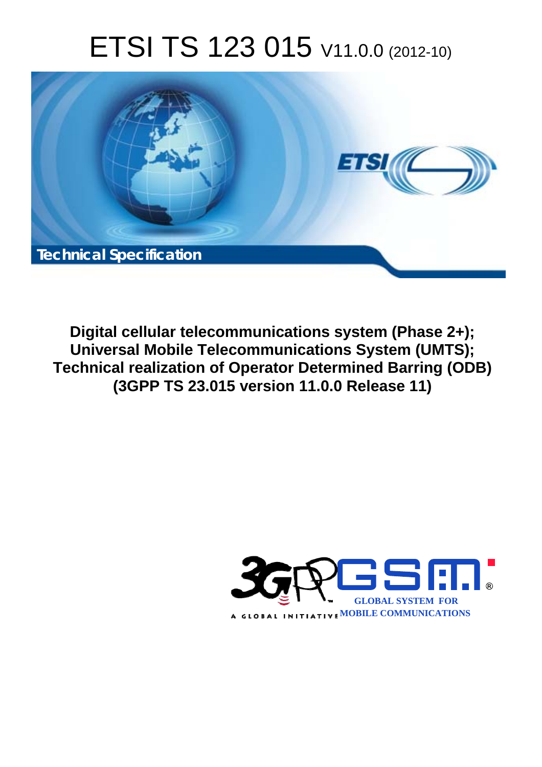# ETSI TS 123 015 V11.0.0 (2012-10)

Technical Specification

**Digital cellular telecommunications system (Phase 2+);**
**Universal Mobile Telecommunications System (UMTS);**
**Technical realization of Operator Determined Barring (ODB)**
**(3GPP TS 23.015 version 11.0.0 Release 11)**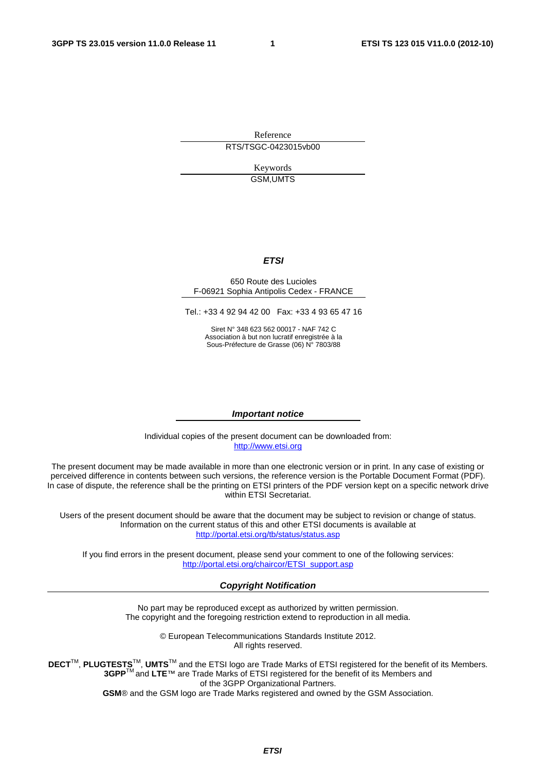Reference

RTS/TSGC-0423015vb00

Keywords

GSM,UMTS

***ETSI***

650 Route des Lucioles
F-06921 Sophia Antipolis Cedex - FRANCE

Tel.: +33 4 92 94 42 00 Fax: +33 4 93 65 47 16

Siret N° 348 623 562 00017 - NAF 742 C
Association à but non lucratif enregistrée à la
Sous-Préfecture de Grasse (06) N° 7803/88

***Important notice***

Individual copies of the present document can be downloaded from:
http://www.etsi.org

The present document may be made available in more than one electronic version or in print. In any case of existing or perceived difference in contents between such versions, the reference version is the Portable Document Format (PDF). In case of dispute, the reference shall be the printing on ETSI printers of the PDF version kept on a specific network drive within ETSI Secretariat.

Users of the present document should be aware that the document may be subject to revision or change of status. Information on the current status of this and other ETSI documents is available at
http://portal.etsi.org/tb/status/status.asp

If you find errors in the present document, please send your comment to one of the following services:
http://portal.etsi.org/chaircor/ETSI_support.asp

***Copyright Notification***

No part may be reproduced except as authorized by written permission.
The copyright and the foregoing restriction extend to reproduction in all media.

© European Telecommunications Standards Institute 2012.
All rights reserved.

**DECT**™, **PLUGTESTS**™, **UMTS**™ and the ETSI logo are Trade Marks of ETSI registered for the benefit of its Members.
**3GPP**™ and **LTE**™ are Trade Marks of ETSI registered for the benefit of its Members and of the 3GPP Organizational Partners.
**GSM**® and the GSM logo are Trade Marks registered and owned by the GSM Association.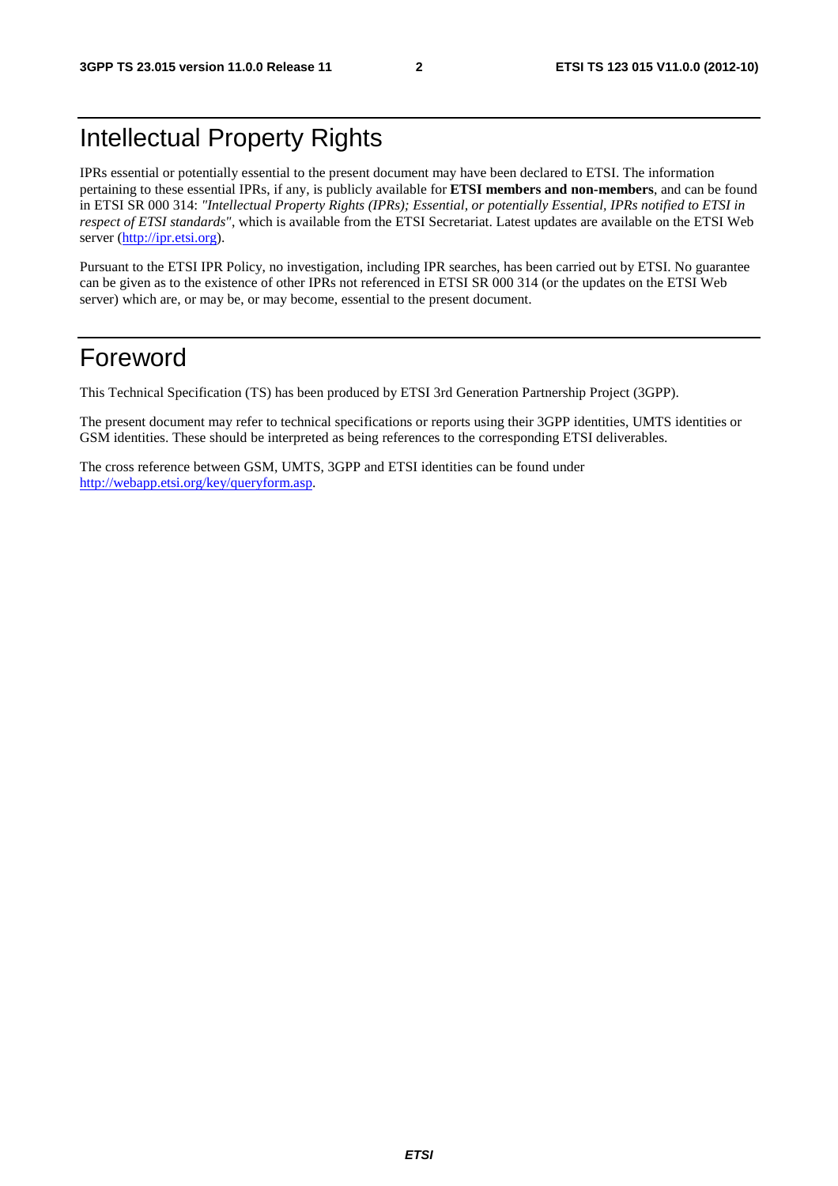# Intellectual Property Rights

IPRs essential or potentially essential to the present document may have been declared to ETSI. The information pertaining to these essential IPRs, if any, is publicly available for **ETSI members and non-members**, and can be found in ETSI SR 000 314: *"Intellectual Property Rights (IPRs); Essential, or potentially Essential, IPRs notified to ETSI in respect of ETSI standards"*, which is available from the ETSI Secretariat. Latest updates are available on the ETSI Web server (http://ipr.etsi.org).

Pursuant to the ETSI IPR Policy, no investigation, including IPR searches, has been carried out by ETSI. No guarantee can be given as to the existence of other IPRs not referenced in ETSI SR 000 314 (or the updates on the ETSI Web server) which are, or may be, or may become, essential to the present document.

# Foreword

This Technical Specification (TS) has been produced by ETSI 3rd Generation Partnership Project (3GPP).

The present document may refer to technical specifications or reports using their 3GPP identities, UMTS identities or GSM identities. These should be interpreted as being references to the corresponding ETSI deliverables.

The cross reference between GSM, UMTS, 3GPP and ETSI identities can be found under http://webapp.etsi.org/key/queryform.asp.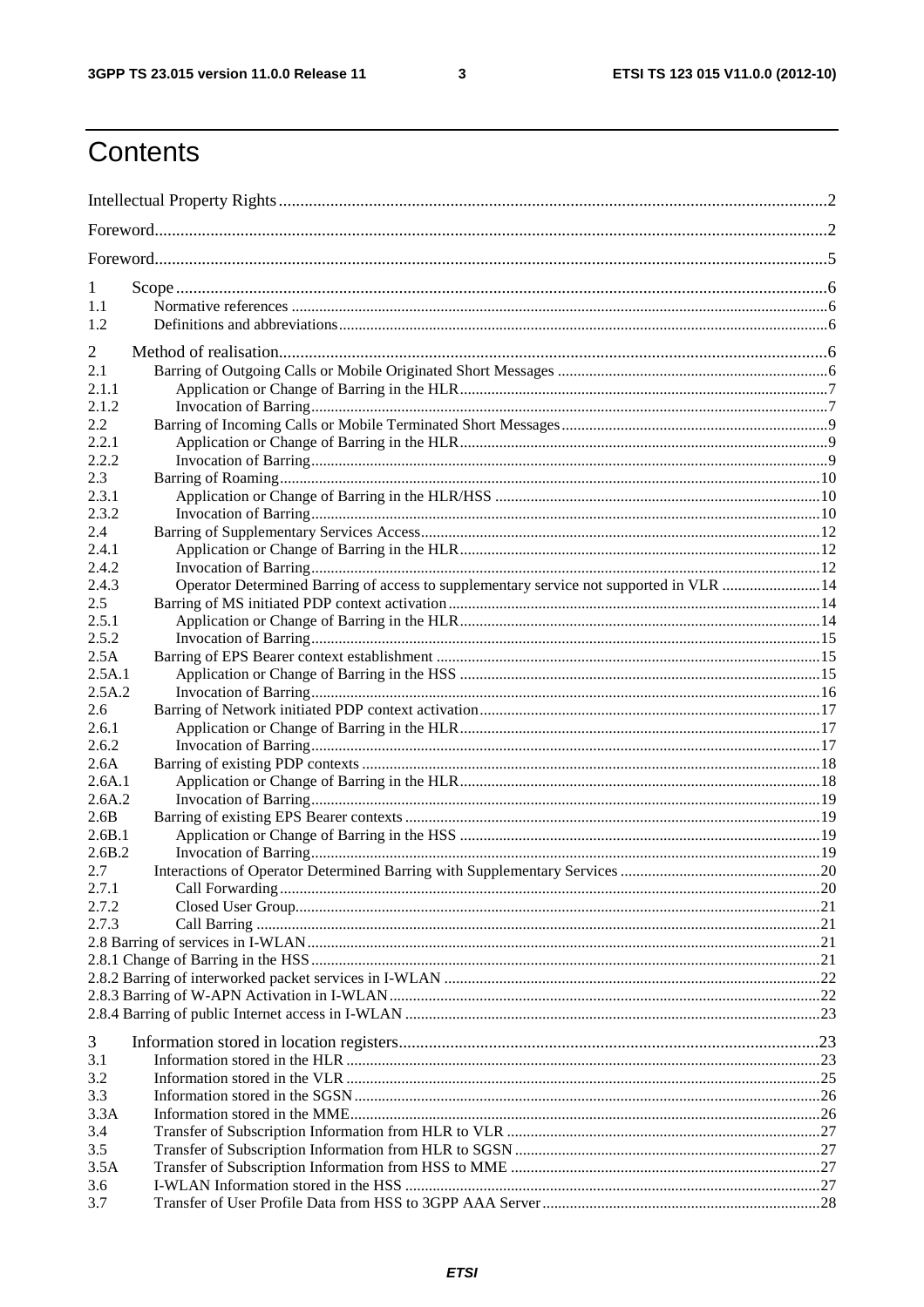# Contents

Intellectual Property Rights ............ 2
Foreword ............ 2
Foreword ............ 5
1 Scope ............ 6
1.1 Normative references ............ 6
1.2 Definitions and abbreviations ............ 6
2 Method of realisation ............ 6
2.1 Barring of Outgoing Calls or Mobile Originated Short Messages ............ 6
2.1.1 Application or Change of Barring in the HLR ............ 7
2.1.2 Invocation of Barring ............ 7
2.2 Barring of Incoming Calls or Mobile Terminated Short Messages ............ 9
2.2.1 Application or Change of Barring in the HLR ............ 9
2.2.2 Invocation of Barring ............ 9
2.3 Barring of Roaming ............ 10
2.3.1 Application or Change of Barring in the HLR/HSS ............ 10
2.3.2 Invocation of Barring ............ 10
2.4 Barring of Supplementary Services Access ............ 12
2.4.1 Application or Change of Barring in the HLR ............ 12
2.4.2 Invocation of Barring ............ 12
2.4.3 Operator Determined Barring of access to supplementary service not supported in VLR ............ 14
2.5 Barring of MS initiated PDP context activation ............ 14
2.5.1 Application or Change of Barring in the HLR ............ 14
2.5.2 Invocation of Barring ............ 15
2.5A Barring of EPS Bearer context establishment ............ 15
2.5A.1 Application or Change of Barring in the HSS ............ 15
2.5A.2 Invocation of Barring ............ 16
2.6 Barring of Network initiated PDP context activation ............ 17
2.6.1 Application or Change of Barring in the HLR ............ 17
2.6.2 Invocation of Barring ............ 17
2.6A Barring of existing PDP contexts ............ 18
2.6A.1 Application or Change of Barring in the HLR ............ 18
2.6A.2 Invocation of Barring ............ 19
2.6B Barring of existing EPS Bearer contexts ............ 19
2.6B.1 Application or Change of Barring in the HSS ............ 19
2.6B.2 Invocation of Barring ............ 19
2.7 Interactions of Operator Determined Barring with Supplementary Services ............ 20
2.7.1 Call Forwarding ............ 20
2.7.2 Closed User Group ............ 21
2.7.3 Call Barring ............ 21
2.8 Barring of services in I-WLAN ............ 21
2.8.1 Change of Barring in the HSS ............ 21
2.8.2 Barring of interworked packet services in I-WLAN ............ 22
2.8.3 Barring of W-APN Activation in I-WLAN ............ 22
2.8.4 Barring of public Internet access in I-WLAN ............ 23
3 Information stored in location registers ............ 23
3.1 Information stored in the HLR ............ 23
3.2 Information stored in the VLR ............ 25
3.3 Information stored in the SGSN ............ 26
3.3A Information stored in the MME ............ 26
3.4 Transfer of Subscription Information from HLR to VLR ............ 27
3.5 Transfer of Subscription Information from HLR to SGSN ............ 27
3.5A Transfer of Subscription Information from HSS to MME ............ 27
3.6 I-WLAN Information stored in the HSS ............ 27
3.7 Transfer of User Profile Data from HSS to 3GPP AAA Server ............ 28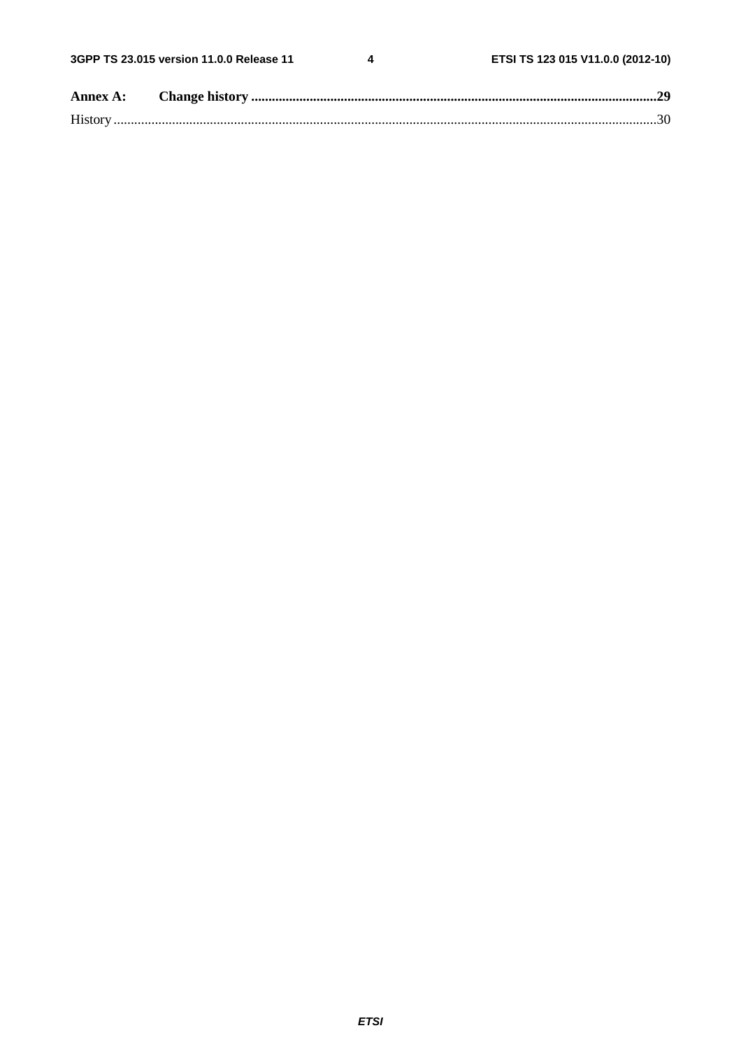**Annex A: Change history** ...................................................................................................................29

History ..............................................................................................................................................30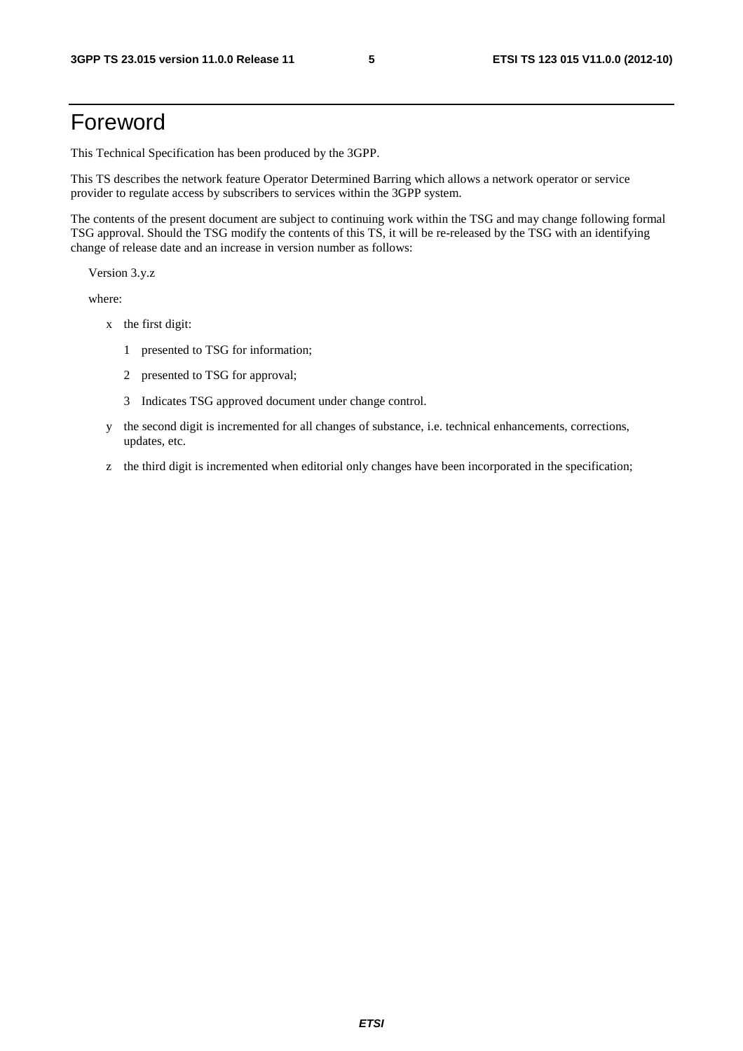# Foreword

This Technical Specification has been produced by the 3GPP.

This TS describes the network feature Operator Determined Barring which allows a network operator or service provider to regulate access by subscribers to services within the 3GPP system.

The contents of the present document are subject to continuing work within the TSG and may change following formal TSG approval. Should the TSG modify the contents of this TS, it will be re-released by the TSG with an identifying change of release date and an increase in version number as follows:

Version 3.y.z

where:

- x the first digit:
  - 1 presented to TSG for information;
  - 2 presented to TSG for approval;
  - 3 Indicates TSG approved document under change control.
- y the second digit is incremented for all changes of substance, i.e. technical enhancements, corrections, updates, etc.
- z the third digit is incremented when editorial only changes have been incorporated in the specification;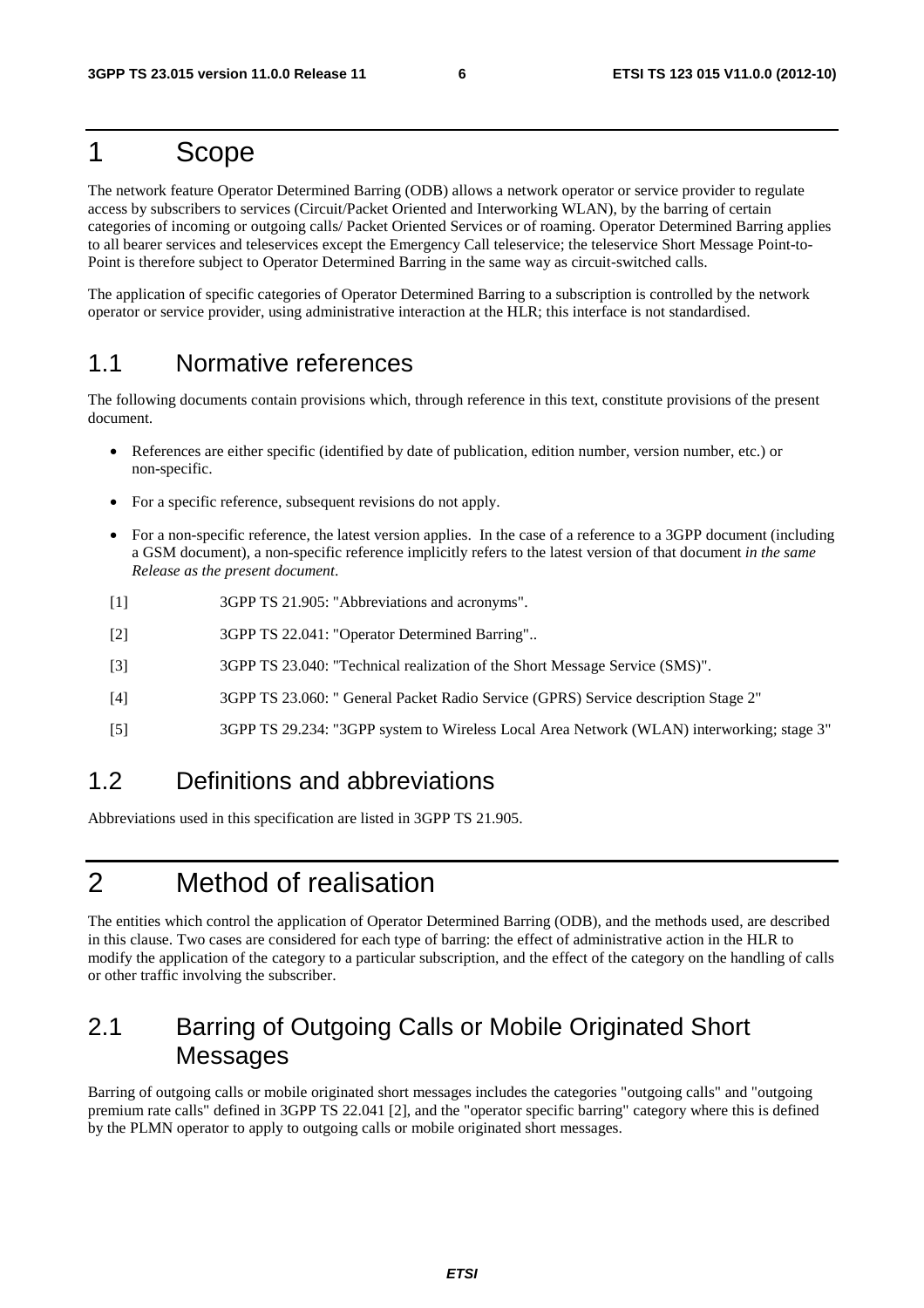# 1 Scope

The network feature Operator Determined Barring (ODB) allows a network operator or service provider to regulate access by subscribers to services (Circuit/Packet Oriented and Interworking WLAN), by the barring of certain categories of incoming or outgoing calls/ Packet Oriented Services or of roaming. Operator Determined Barring applies to all bearer services and teleservices except the Emergency Call teleservice; the teleservice Short Message Point-to-Point is therefore subject to Operator Determined Barring in the same way as circuit-switched calls.

The application of specific categories of Operator Determined Barring to a subscription is controlled by the network operator or service provider, using administrative interaction at the HLR; this interface is not standardised.

## 1.1 Normative references

The following documents contain provisions which, through reference in this text, constitute provisions of the present document.

- References are either specific (identified by date of publication, edition number, version number, etc.) or non-specific.
- For a specific reference, subsequent revisions do not apply.
- For a non-specific reference, the latest version applies. In the case of a reference to a 3GPP document (including a GSM document), a non-specific reference implicitly refers to the latest version of that document *in the same Release as the present document*.

[1] 3GPP TS 21.905: "Abbreviations and acronyms".

[2] 3GPP TS 22.041: "Operator Determined Barring"..

[3] 3GPP TS 23.040: "Technical realization of the Short Message Service (SMS)".

[4] 3GPP TS 23.060: " General Packet Radio Service (GPRS) Service description Stage 2"

[5] 3GPP TS 29.234: "3GPP system to Wireless Local Area Network (WLAN) interworking; stage 3"

## 1.2 Definitions and abbreviations

Abbreviations used in this specification are listed in 3GPP TS 21.905.

# 2 Method of realisation

The entities which control the application of Operator Determined Barring (ODB), and the methods used, are described in this clause. Two cases are considered for each type of barring: the effect of administrative action in the HLR to modify the application of the category to a particular subscription, and the effect of the category on the handling of calls or other traffic involving the subscriber.

## 2.1 Barring of Outgoing Calls or Mobile Originated Short Messages

Barring of outgoing calls or mobile originated short messages includes the categories "outgoing calls" and "outgoing premium rate calls" defined in 3GPP TS 22.041 [2], and the "operator specific barring" category where this is defined by the PLMN operator to apply to outgoing calls or mobile originated short messages.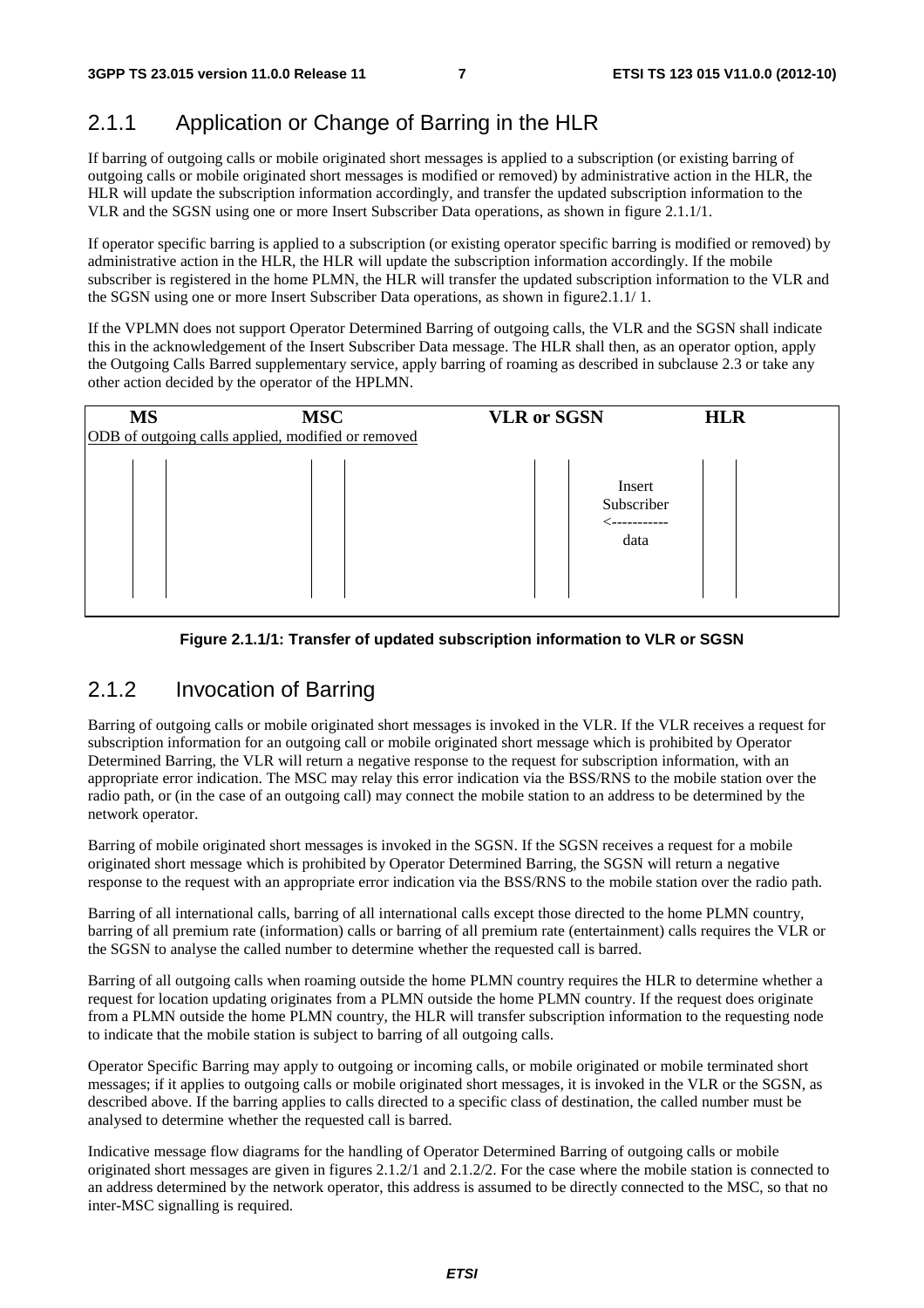## 2.1.1 Application or Change of Barring in the HLR

If barring of outgoing calls or mobile originated short messages is applied to a subscription (or existing barring of outgoing calls or mobile originated short messages is modified or removed) by administrative action in the HLR, the HLR will update the subscription information accordingly, and transfer the updated subscription information to the VLR and the SGSN using one or more Insert Subscriber Data operations, as shown in figure 2.1.1/1.

If operator specific barring is applied to a subscription (or existing operator specific barring is modified or removed) by administrative action in the HLR, the HLR will update the subscription information accordingly. If the mobile subscriber is registered in the home PLMN, the HLR will transfer the updated subscription information to the VLR and the SGSN using one or more Insert Subscriber Data operations, as shown in figure2.1.1/ 1.

If the VPLMN does not support Operator Determined Barring of outgoing calls, the VLR and the SGSN shall indicate this in the acknowledgement of the Insert Subscriber Data message. The HLR shall then, as an operator option, apply the Outgoing Calls Barred supplementary service, apply barring of roaming as described in subclause 2.3 or take any other action decided by the operator of the HPLMN.

```
MS                    MSC                        VLR or SGSN                HLR
ODB of outgoing calls applied, modified or removed

                                                      Insert
                                                      Subscriber
                                                      <-----------
                                                      data
```

**Figure 2.1.1/1: Transfer of updated subscription information to VLR or SGSN**

## 2.1.2 Invocation of Barring

Barring of outgoing calls or mobile originated short messages is invoked in the VLR. If the VLR receives a request for subscription information for an outgoing call or mobile originated short message which is prohibited by Operator Determined Barring, the VLR will return a negative response to the request for subscription information, with an appropriate error indication. The MSC may relay this error indication via the BSS/RNS to the mobile station over the radio path, or (in the case of an outgoing call) may connect the mobile station to an address to be determined by the network operator.

Barring of mobile originated short messages is invoked in the SGSN. If the SGSN receives a request for a mobile originated short message which is prohibited by Operator Determined Barring, the SGSN will return a negative response to the request with an appropriate error indication via the BSS/RNS to the mobile station over the radio path.

Barring of all international calls, barring of all international calls except those directed to the home PLMN country, barring of all premium rate (information) calls or barring of all premium rate (entertainment) calls requires the VLR or the SGSN to analyse the called number to determine whether the requested call is barred.

Barring of all outgoing calls when roaming outside the home PLMN country requires the HLR to determine whether a request for location updating originates from a PLMN outside the home PLMN country. If the request does originate from a PLMN outside the home PLMN country, the HLR will transfer subscription information to the requesting node to indicate that the mobile station is subject to barring of all outgoing calls.

Operator Specific Barring may apply to outgoing or incoming calls, or mobile originated or mobile terminated short messages; if it applies to outgoing calls or mobile originated short messages, it is invoked in the VLR or the SGSN, as described above. If the barring applies to calls directed to a specific class of destination, the called number must be analysed to determine whether the requested call is barred.

Indicative message flow diagrams for the handling of Operator Determined Barring of outgoing calls or mobile originated short messages are given in figures 2.1.2/1 and 2.1.2/2. For the case where the mobile station is connected to an address determined by the network operator, this address is assumed to be directly connected to the MSC, so that no inter-MSC signalling is required.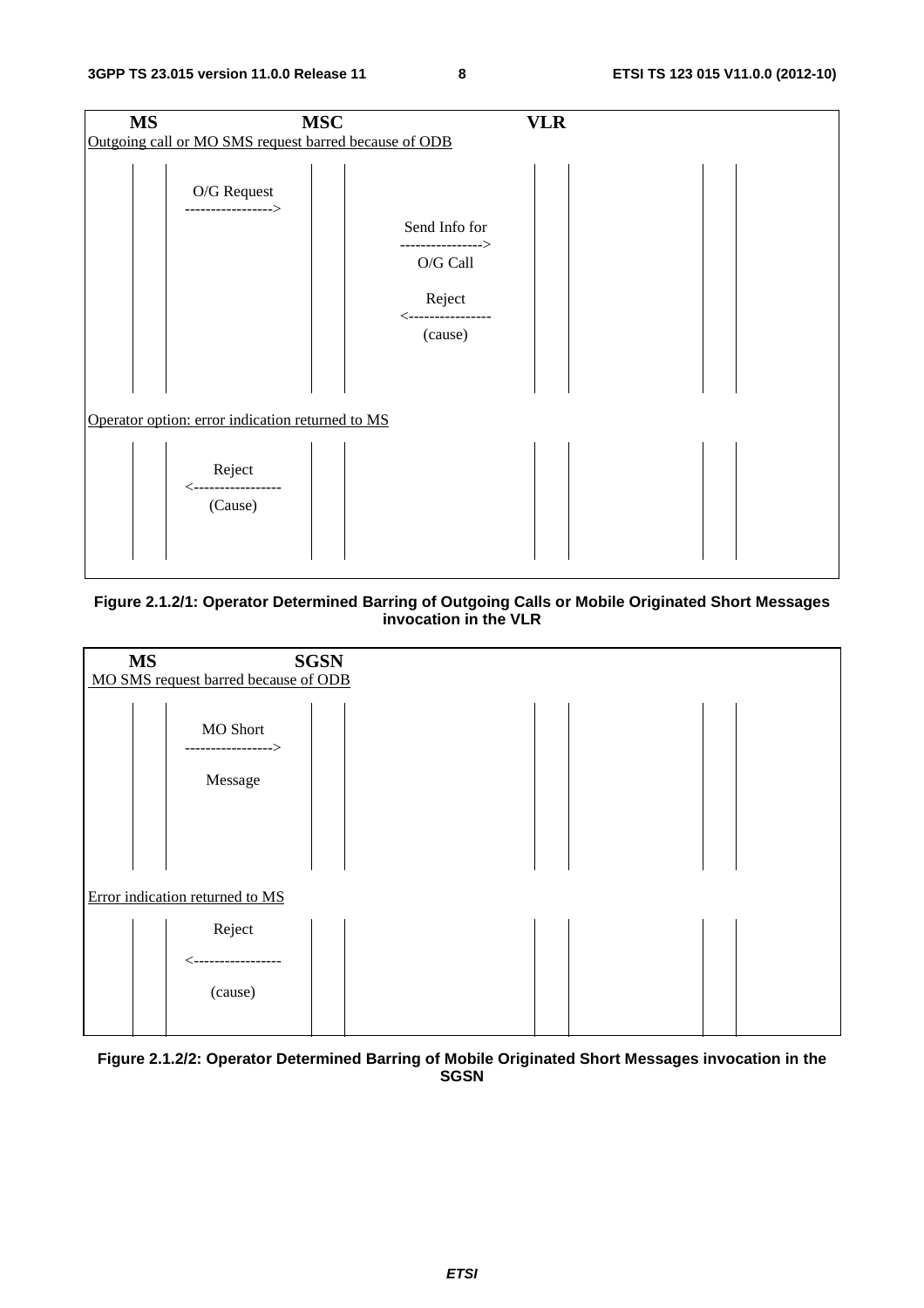| MS | | MSC | | VLR | | | |
|---|---|---|---|---|---|---|---|
| Outgoing call or MO SMS request barred because of ODB | | | | | | | |
| | O/G Request -----------------> | | Send Info for ----------------> O/G Call | | | | |
| | | | Reject <---------------- (cause) | | | | |
| Operator option: error indication returned to MS | | | | | | | |
| | Reject <----------------- (Cause) | | | | | | |

**Figure 2.1.2/1: Operator Determined Barring of Outgoing Calls or Mobile Originated Short Messages invocation in the VLR**

| MS | | SGSN | | | | | |
|---|---|---|---|---|---|---|---|
| MO SMS request barred because of ODB | | | | | | | |
| | MO Short -----------------> Message | | | | | | |
| Error indication returned to MS | | | | | | | |
| | Reject <----------------- (cause) | | | | | | |

**Figure 2.1.2/2: Operator Determined Barring of Mobile Originated Short Messages invocation in the SGSN**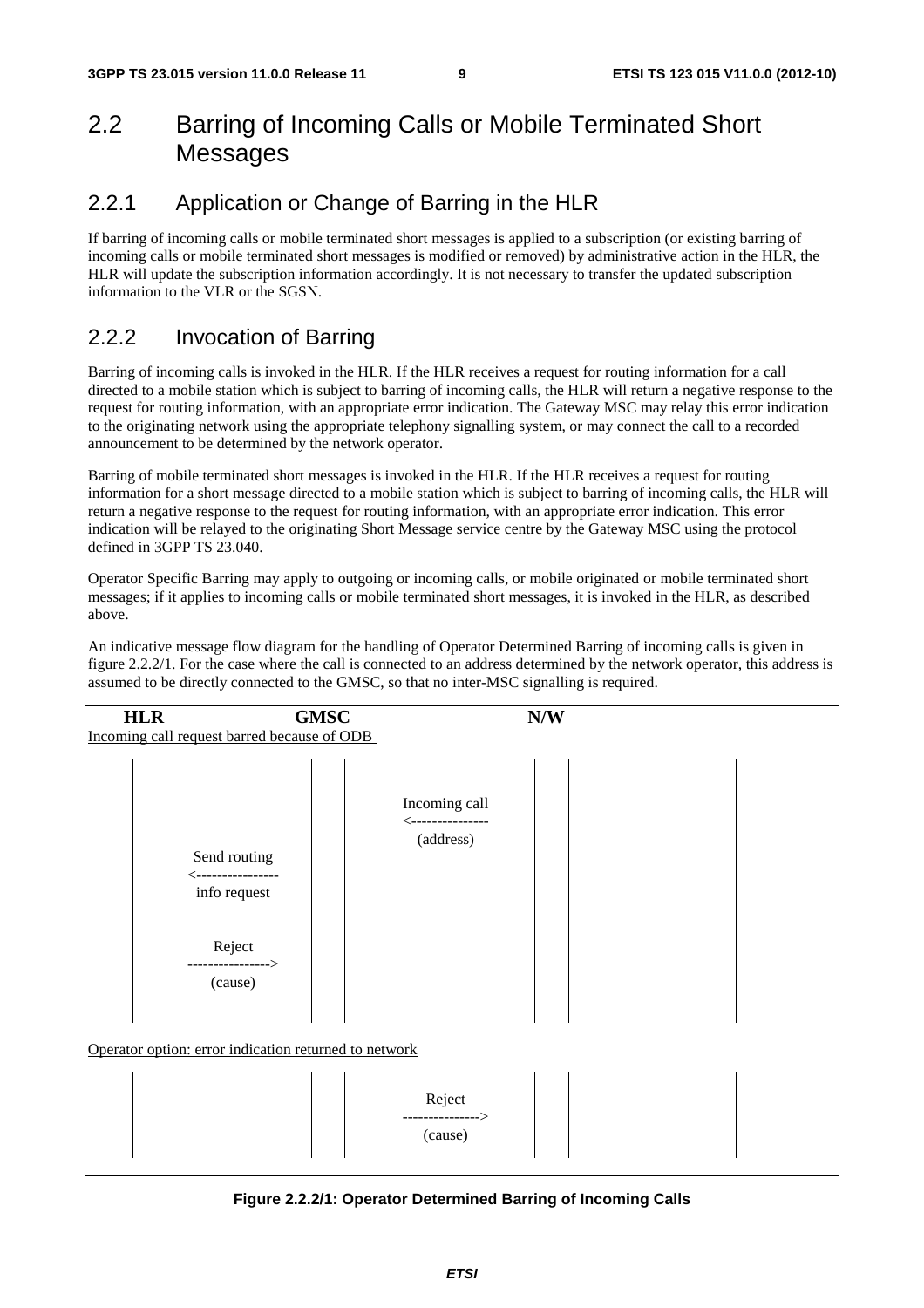## 2.2 Barring of Incoming Calls or Mobile Terminated Short Messages

### 2.2.1 Application or Change of Barring in the HLR

If barring of incoming calls or mobile terminated short messages is applied to a subscription (or existing barring of incoming calls or mobile terminated short messages is modified or removed) by administrative action in the HLR, the HLR will update the subscription information accordingly. It is not necessary to transfer the updated subscription information to the VLR or the SGSN.

### 2.2.2 Invocation of Barring

Barring of incoming calls is invoked in the HLR. If the HLR receives a request for routing information for a call directed to a mobile station which is subject to barring of incoming calls, the HLR will return a negative response to the request for routing information, with an appropriate error indication. The Gateway MSC may relay this error indication to the originating network using the appropriate telephony signalling system, or may connect the call to a recorded announcement to be determined by the network operator.

Barring of mobile terminated short messages is invoked in the HLR. If the HLR receives a request for routing information for a short message directed to a mobile station which is subject to barring of incoming calls, the HLR will return a negative response to the request for routing information, with an appropriate error indication. This error indication will be relayed to the originating Short Message service centre by the Gateway MSC using the protocol defined in 3GPP TS 23.040.

Operator Specific Barring may apply to outgoing or incoming calls, or mobile originated or mobile terminated short messages; if it applies to incoming calls or mobile terminated short messages, it is invoked in the HLR, as described above.

An indicative message flow diagram for the handling of Operator Determined Barring of incoming calls is given in figure 2.2.2/1. For the case where the call is connected to an address determined by the network operator, this address is assumed to be directly connected to the GMSC, so that no inter-MSC signalling is required.

```
    HLR                    GMSC                     N/W
Incoming call request barred because of ODB

                                    Incoming call
                                  <---------------
                                     (address)
            Send routing
          <----------------
            info request

               Reject
          ---------------->
              (cause)

Operator option: error indication returned to network

                                       Reject
                                  --------------->
                                      (cause)
```

**Figure 2.2.2/1: Operator Determined Barring of Incoming Calls**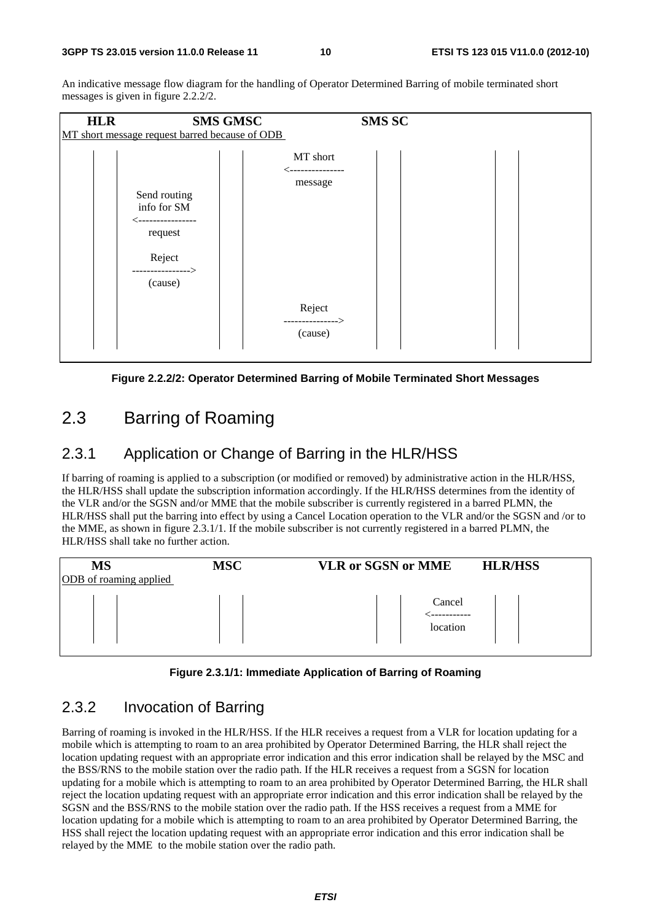An indicative message flow diagram for the handling of Operator Determined Barring of mobile terminated short messages is given in figure 2.2.2/2.

```
   HLR                    SMS GMSC                    SMS SC
MT short message request barred because of ODB

  |   |                  |   |        MT short          |   |
  |   |                  |   |     <---------------     |   |
  |   |                  |   |         message          |   |
  |   |   Send routing   |   |                          |   |
  |   |   info for SM    |   |                          |   |
  |   | <--------------- |   |                          |   |
  |   |     request      |   |                          |   |
  |   |                  |   |                          |   |
  |   |     Reject       |   |                          |   |
  |   | ---------------> |   |                          |   |
  |   |     (cause)      |   |                          |   |
  |   |                  |   |         Reject           |   |
  |   |                  |   |     --------------->     |   |
  |   |                  |   |         (cause)          |   |
```

**Figure 2.2.2/2: Operator Determined Barring of Mobile Terminated Short Messages**

## 2.3 Barring of Roaming

### 2.3.1 Application or Change of Barring in the HLR/HSS

If barring of roaming is applied to a subscription (or modified or removed) by administrative action in the HLR/HSS, the HLR/HSS shall update the subscription information accordingly. If the HLR/HSS determines from the identity of the VLR and/or the SGSN and/or MME that the mobile subscriber is currently registered in a barred PLMN, the HLR/HSS shall put the barring into effect by using a Cancel Location operation to the VLR and/or the SGSN and /or to the MME, as shown in figure 2.3.1/1. If the mobile subscriber is not currently registered in a barred PLMN, the HLR/HSS shall take no further action.

```
   MS                    MSC              VLR or SGSN or MME       HLR/HSS
ODB of roaming applied

  |   |                 |   |                  |   |     Cancel     |   |
  |   |                 |   |                  |   |  <-----------  |   |
  |   |                 |   |                  |   |    location    |   |
```

**Figure 2.3.1/1: Immediate Application of Barring of Roaming**

### 2.3.2 Invocation of Barring

Barring of roaming is invoked in the HLR/HSS. If the HLR receives a request from a VLR for location updating for a mobile which is attempting to roam to an area prohibited by Operator Determined Barring, the HLR shall reject the location updating request with an appropriate error indication and this error indication shall be relayed by the MSC and the BSS/RNS to the mobile station over the radio path. If the HLR receives a request from a SGSN for location updating for a mobile which is attempting to roam to an area prohibited by Operator Determined Barring, the HLR shall reject the location updating request with an appropriate error indication and this error indication shall be relayed by the SGSN and the BSS/RNS to the mobile station over the radio path. If the HSS receives a request from a MME for location updating for a mobile which is attempting to roam to an area prohibited by Operator Determined Barring, the HSS shall reject the location updating request with an appropriate error indication and this error indication shall be relayed by the MME to the mobile station over the radio path.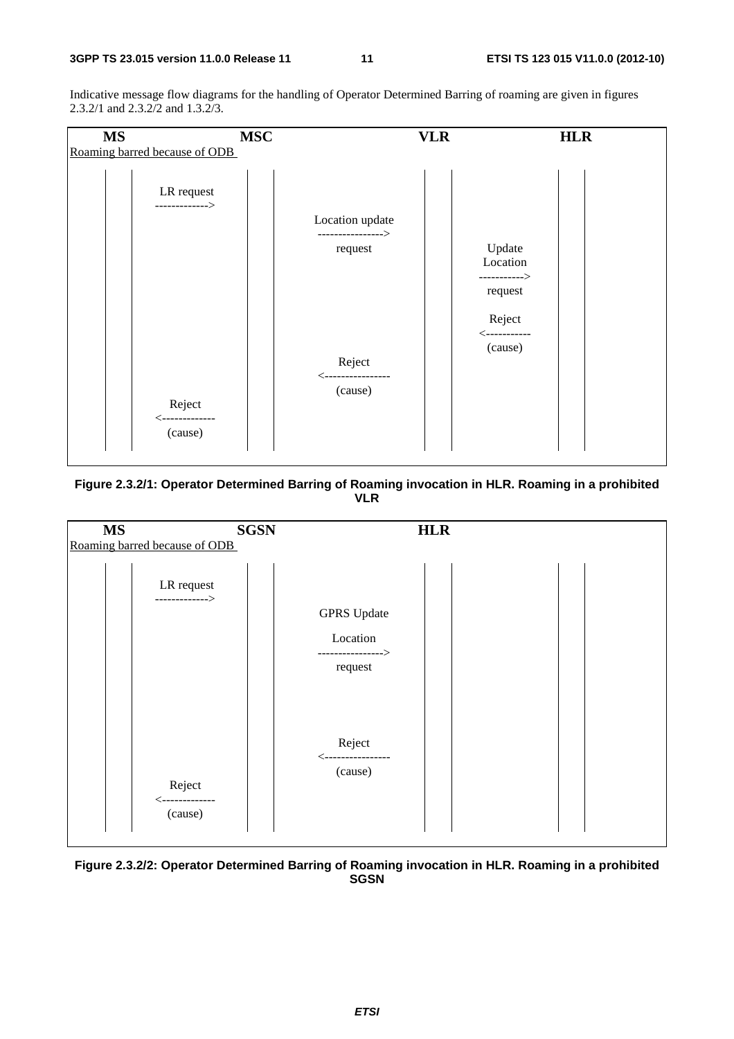Indicative message flow diagrams for the handling of Operator Determined Barring of roaming are given in figures 2.3.2/1 and 2.3.2/2 and 1.3.2/3.

```
    MS                    MSC                        VLR                    HLR
Roaming barred because of ODB

        LR request
        ------------->
                              Location update
                              ---------------->
                                  request              Update
                                                       Location
                                                       ----------->
                                                       request

                                                       Reject
                                                       <-----------
                                                       (cause)
                                  Reject
                              <----------------
                                  (cause)
        Reject
        <-------------
        (cause)
```

**Figure 2.3.2/1: Operator Determined Barring of Roaming invocation in HLR. Roaming in a prohibited VLR**

```
    MS                    SGSN                       HLR
Roaming barred because of ODB

        LR request
        ------------->
                              GPRS Update

                              Location
                              ---------------->
                                  request



                                  Reject
                              <----------------
                                  (cause)
        Reject
        <-------------
        (cause)
```

**Figure 2.3.2/2: Operator Determined Barring of Roaming invocation in HLR. Roaming in a prohibited SGSN**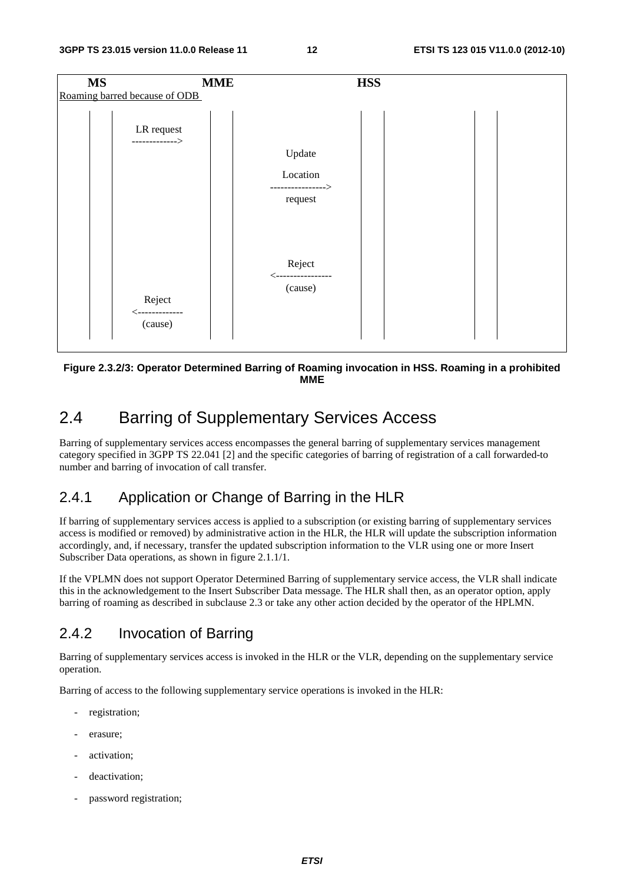```
MS                            MME                                   HSS
Roaming barred because of ODB

            LR request
            ------------->
                                        Update

                                        Location
                                        ---------------->
                                        request


                                        Reject
                                        <----------------
                                        (cause)
            Reject
            <-------------
            (cause)
```

**Figure 2.3.2/3: Operator Determined Barring of Roaming invocation in HSS. Roaming in a prohibited MME**

# 2.4 Barring of Supplementary Services Access

Barring of supplementary services access encompasses the general barring of supplementary services management category specified in 3GPP TS 22.041 [2] and the specific categories of barring of registration of a call forwarded-to number and barring of invocation of call transfer.

## 2.4.1 Application or Change of Barring in the HLR

If barring of supplementary services access is applied to a subscription (or existing barring of supplementary services access is modified or removed) by administrative action in the HLR, the HLR will update the subscription information accordingly, and, if necessary, transfer the updated subscription information to the VLR using one or more Insert Subscriber Data operations, as shown in figure 2.1.1/1.

If the VPLMN does not support Operator Determined Barring of supplementary service access, the VLR shall indicate this in the acknowledgement to the Insert Subscriber Data message. The HLR shall then, as an operator option, apply barring of roaming as described in subclause 2.3 or take any other action decided by the operator of the HPLMN.

## 2.4.2 Invocation of Barring

Barring of supplementary services access is invoked in the HLR or the VLR, depending on the supplementary service operation.

Barring of access to the following supplementary service operations is invoked in the HLR:

- registration;
- erasure;
- activation;
- deactivation;
- password registration;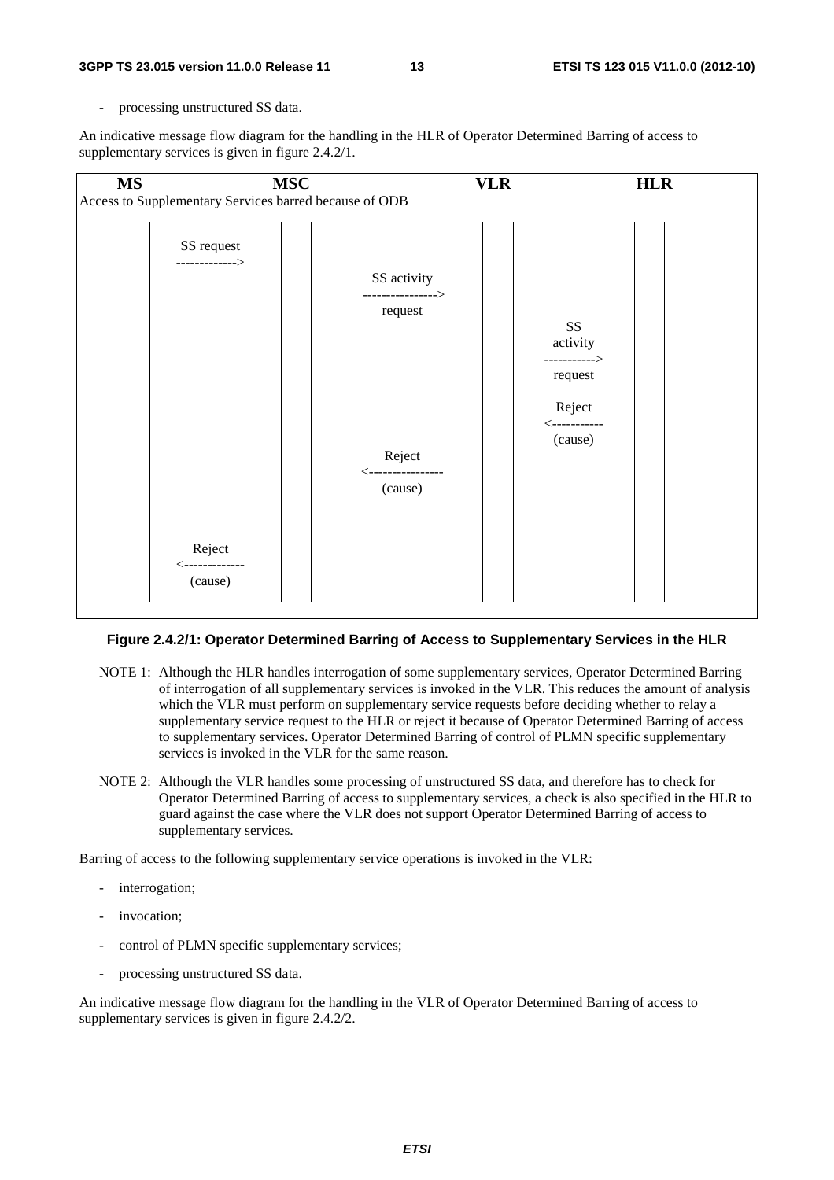- processing unstructured SS data.

An indicative message flow diagram for the handling in the HLR of Operator Determined Barring of access to supplementary services is given in figure 2.4.2/1.

```
MS                      MSC                                    VLR                        HLR
Access to Supplementary Services barred because of ODB

        SS request
       ------------->
                                 SS activity
                              ---------------->
                                  request
                                                               SS
                                                            activity
                                                          ----------->
                                                            request

                                                             Reject
                                                          <-----------
                                                            (cause)
                                   Reject
                              <----------------
                                   (cause)

          Reject
       <-------------
          (cause)
```

**Figure 2.4.2/1: Operator Determined Barring of Access to Supplementary Services in the HLR**

NOTE 1: Although the HLR handles interrogation of some supplementary services, Operator Determined Barring of interrogation of all supplementary services is invoked in the VLR. This reduces the amount of analysis which the VLR must perform on supplementary service requests before deciding whether to relay a supplementary service request to the HLR or reject it because of Operator Determined Barring of access to supplementary services. Operator Determined Barring of control of PLMN specific supplementary services is invoked in the VLR for the same reason.

NOTE 2: Although the VLR handles some processing of unstructured SS data, and therefore has to check for Operator Determined Barring of access to supplementary services, a check is also specified in the HLR to guard against the case where the VLR does not support Operator Determined Barring of access to supplementary services.

Barring of access to the following supplementary service operations is invoked in the VLR:

- interrogation;
- invocation;
- control of PLMN specific supplementary services;
- processing unstructured SS data.

An indicative message flow diagram for the handling in the VLR of Operator Determined Barring of access to supplementary services is given in figure 2.4.2/2.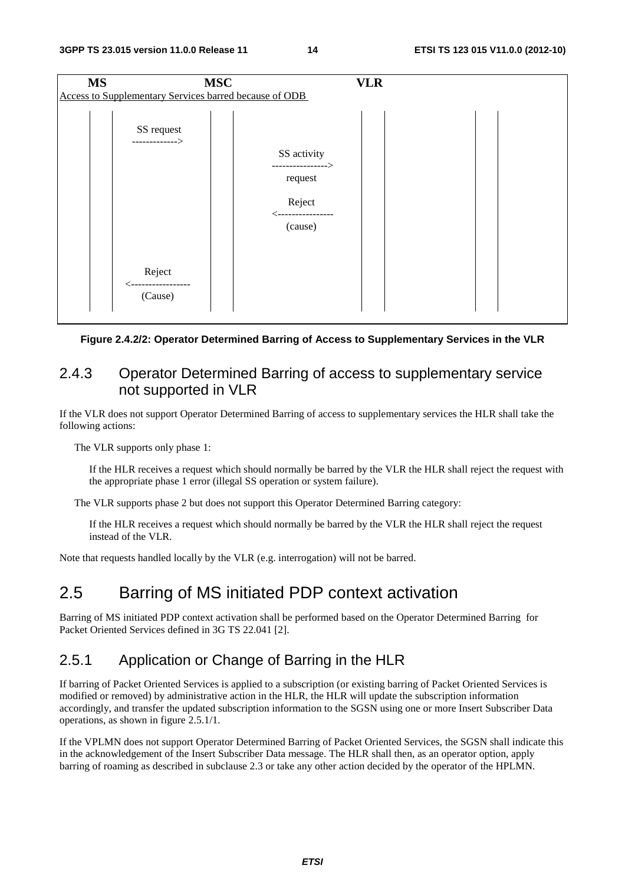```
MS                          MSC                              VLR
Access to Supplementary Services barred because of ODB

            SS request
           ------------->
                                   SS activity
                                  ---------------->
                                     request

                                     Reject
                                  <----------------
                                     (cause)

              Reject
           <-----------------
              (Cause)
```

**Figure 2.4.2/2: Operator Determined Barring of Access to Supplementary Services in the VLR**

### 2.4.3 Operator Determined Barring of access to supplementary service not supported in VLR

If the VLR does not support Operator Determined Barring of access to supplementary services the HLR shall take the following actions:

The VLR supports only phase 1:

If the HLR receives a request which should normally be barred by the VLR the HLR shall reject the request with the appropriate phase 1 error (illegal SS operation or system failure).

The VLR supports phase 2 but does not support this Operator Determined Barring category:

If the HLR receives a request which should normally be barred by the VLR the HLR shall reject the request instead of the VLR.

Note that requests handled locally by the VLR (e.g. interrogation) will not be barred.

## 2.5 Barring of MS initiated PDP context activation

Barring of MS initiated PDP context activation shall be performed based on the Operator Determined Barring for Packet Oriented Services defined in 3G TS 22.041 [2].

### 2.5.1 Application or Change of Barring in the HLR

If barring of Packet Oriented Services is applied to a subscription (or existing barring of Packet Oriented Services is modified or removed) by administrative action in the HLR, the HLR will update the subscription information accordingly, and transfer the updated subscription information to the SGSN using one or more Insert Subscriber Data operations, as shown in figure 2.5.1/1.

If the VPLMN does not support Operator Determined Barring of Packet Oriented Services, the SGSN shall indicate this in the acknowledgement of the Insert Subscriber Data message. The HLR shall then, as an operator option, apply barring of roaming as described in subclause 2.3 or take any other action decided by the operator of the HPLMN.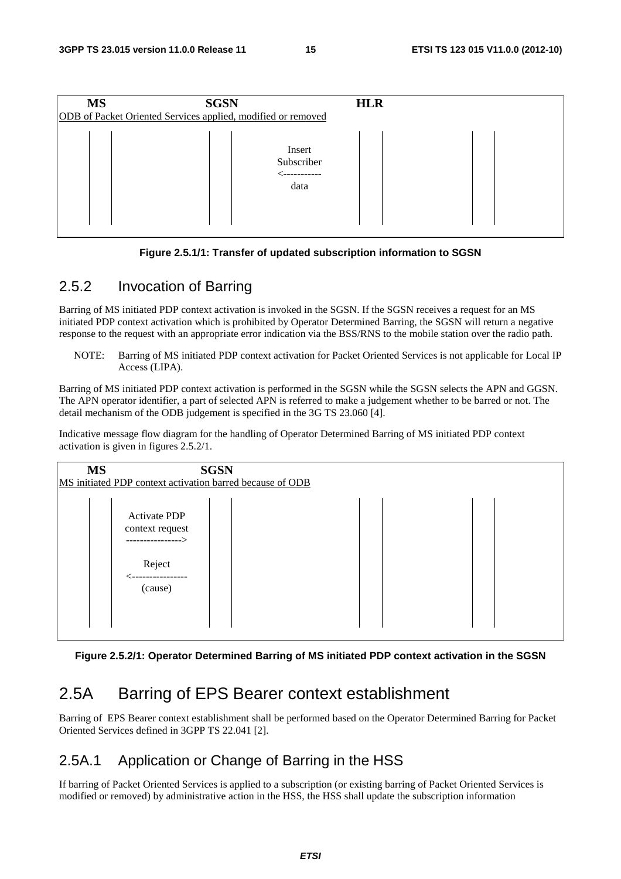| MS | SGSN | HLR | | |
|---|---|---|---|---|
| ODB of Packet Oriented Services applied, modified or removed | | | | |
| | | Insert Subscriber <----------- data | | |

**Figure 2.5.1/1: Transfer of updated subscription information to SGSN**

## 2.5.2 Invocation of Barring

Barring of MS initiated PDP context activation is invoked in the SGSN. If the SGSN receives a request for an MS initiated PDP context activation which is prohibited by Operator Determined Barring, the SGSN will return a negative response to the request with an appropriate error indication via the BSS/RNS to the mobile station over the radio path.

NOTE: Barring of MS initiated PDP context activation for Packet Oriented Services is not applicable for Local IP Access (LIPA).

Barring of MS initiated PDP context activation is performed in the SGSN while the SGSN selects the APN and GGSN. The APN operator identifier, a part of selected APN is referred to make a judgement whether to be barred or not. The detail mechanism of the ODB judgement is specified in the 3G TS 23.060 [4].

Indicative message flow diagram for the handling of Operator Determined Barring of MS initiated PDP context activation is given in figures 2.5.2/1.

| MS | SGSN | | | |
|---|---|---|---|---|
| MS initiated PDP context activation barred because of ODB | | | | |
| | Activate PDP context request ----------------> | | | |
| | Reject <---------------- (cause) | | | |

**Figure 2.5.2/1: Operator Determined Barring of MS initiated PDP context activation in the SGSN**

# 2.5A Barring of EPS Bearer context establishment

Barring of EPS Bearer context establishment shall be performed based on the Operator Determined Barring for Packet Oriented Services defined in 3GPP TS 22.041 [2].

## 2.5A.1 Application or Change of Barring in the HSS

If barring of Packet Oriented Services is applied to a subscription (or existing barring of Packet Oriented Services is modified or removed) by administrative action in the HSS, the HSS shall update the subscription information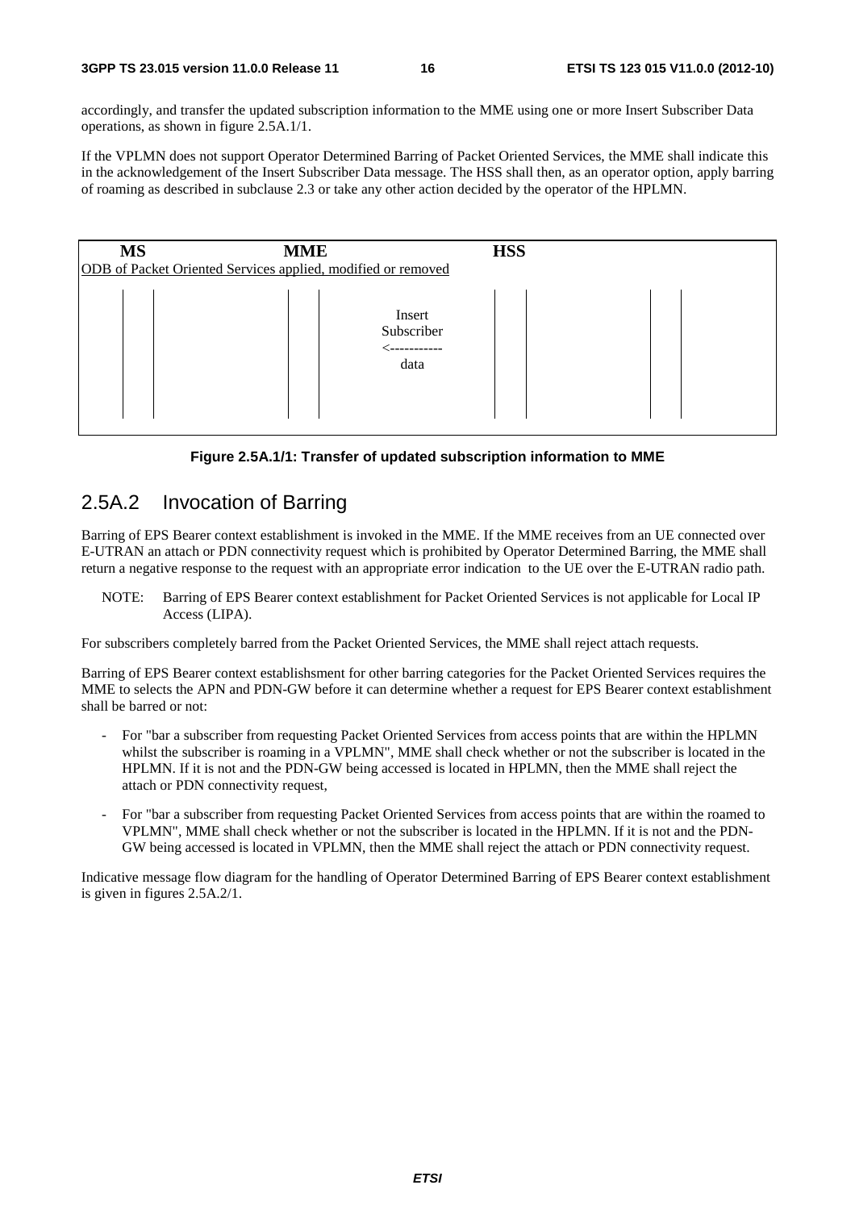accordingly, and transfer the updated subscription information to the MME using one or more Insert Subscriber Data operations, as shown in figure 2.5A.1/1.

If the VPLMN does not support Operator Determined Barring of Packet Oriented Services, the MME shall indicate this in the acknowledgement of the Insert Subscriber Data message. The HSS shall then, as an operator option, apply barring of roaming as described in subclause 2.3 or take any other action decided by the operator of the HPLMN.

```
   MS                  MME                       HSS
ODB of Packet Oriented Services applied, modified or removed

                             Insert
                           Subscriber
                          <-----------
                              data
```

**Figure 2.5A.1/1: Transfer of updated subscription information to MME**

## 2.5A.2 Invocation of Barring

Barring of EPS Bearer context establishment is invoked in the MME. If the MME receives from an UE connected over E-UTRAN an attach or PDN connectivity request which is prohibited by Operator Determined Barring, the MME shall return a negative response to the request with an appropriate error indication to the UE over the E-UTRAN radio path.

NOTE: Barring of EPS Bearer context establishment for Packet Oriented Services is not applicable for Local IP Access (LIPA).

For subscribers completely barred from the Packet Oriented Services, the MME shall reject attach requests.

Barring of EPS Bearer context establishsment for other barring categories for the Packet Oriented Services requires the MME to selects the APN and PDN-GW before it can determine whether a request for EPS Bearer context establishment shall be barred or not:

- For "bar a subscriber from requesting Packet Oriented Services from access points that are within the HPLMN whilst the subscriber is roaming in a VPLMN", MME shall check whether or not the subscriber is located in the HPLMN. If it is not and the PDN-GW being accessed is located in HPLMN, then the MME shall reject the attach or PDN connectivity request,
- For "bar a subscriber from requesting Packet Oriented Services from access points that are within the roamed to VPLMN", MME shall check whether or not the subscriber is located in the HPLMN. If it is not and the PDN-GW being accessed is located in VPLMN, then the MME shall reject the attach or PDN connectivity request.

Indicative message flow diagram for the handling of Operator Determined Barring of EPS Bearer context establishment is given in figures 2.5A.2/1.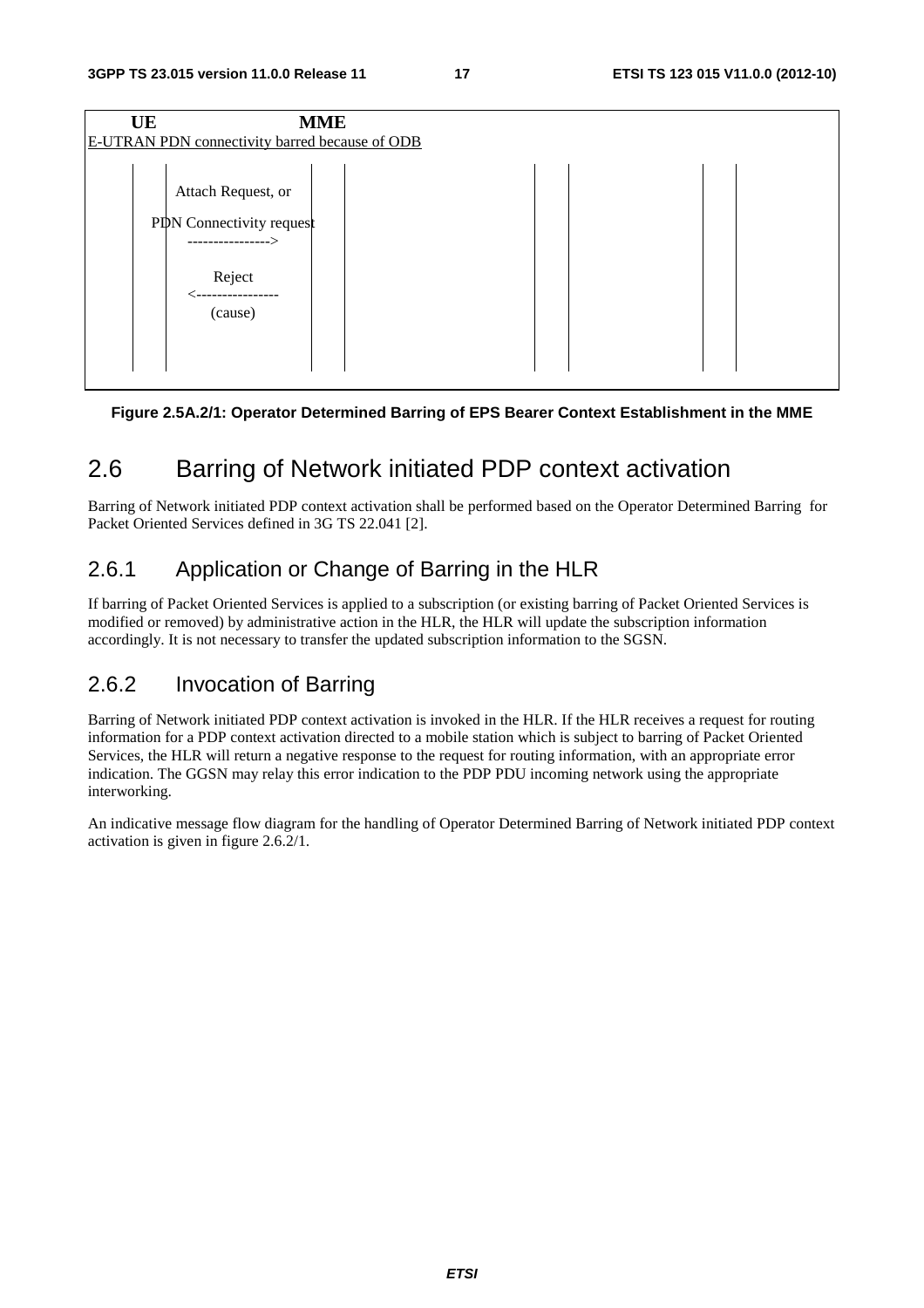```
  UE                    MME
E-UTRAN PDN connectivity barred because of ODB

        Attach Request, or

      PDN Connectivity request
         ---------------->

              Reject
         <----------------
             (cause)
```

**Figure 2.5A.2/1: Operator Determined Barring of EPS Bearer Context Establishment in the MME**

## 2.6 Barring of Network initiated PDP context activation

Barring of Network initiated PDP context activation shall be performed based on the Operator Determined Barring for Packet Oriented Services defined in 3G TS 22.041 [2].

### 2.6.1 Application or Change of Barring in the HLR

If barring of Packet Oriented Services is applied to a subscription (or existing barring of Packet Oriented Services is modified or removed) by administrative action in the HLR, the HLR will update the subscription information accordingly. It is not necessary to transfer the updated subscription information to the SGSN.

### 2.6.2 Invocation of Barring

Barring of Network initiated PDP context activation is invoked in the HLR. If the HLR receives a request for routing information for a PDP context activation directed to a mobile station which is subject to barring of Packet Oriented Services, the HLR will return a negative response to the request for routing information, with an appropriate error indication. The GGSN may relay this error indication to the PDP PDU incoming network using the appropriate interworking.

An indicative message flow diagram for the handling of Operator Determined Barring of Network initiated PDP context activation is given in figure 2.6.2/1.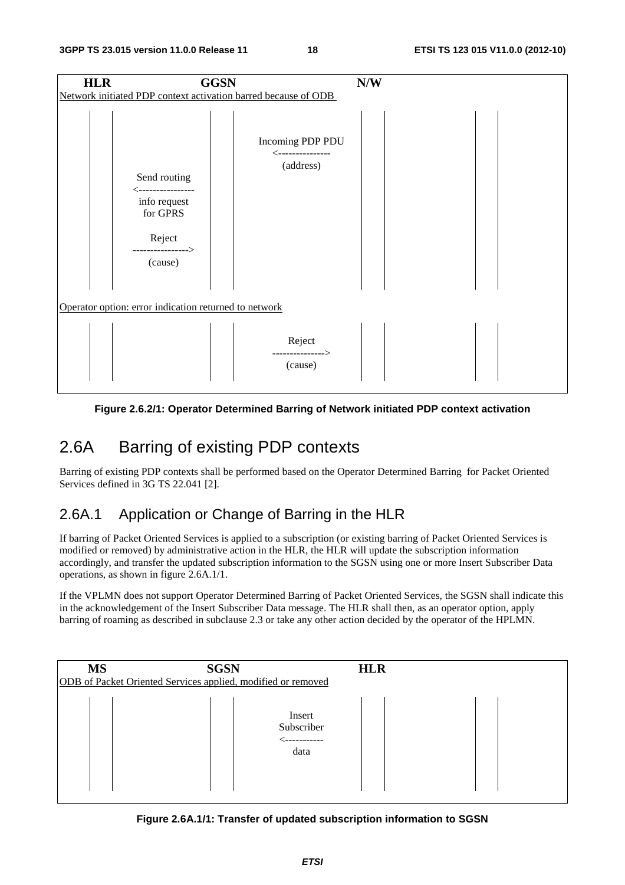```
   HLR                    GGSN                    N/W
Network initiated PDP context activation barred because of ODB

                                    Incoming PDP PDU
                                    <---------------
                                       (address)
         Send routing
       <----------------
         info request
           for GPRS

            Reject
       ---------------->
            (cause)

Operator option: error indication returned to network

                                        Reject
                                    --------------->
                                        (cause)
```

**Figure 2.6.2/1: Operator Determined Barring of Network initiated PDP context activation**

# 2.6A Barring of existing PDP contexts

Barring of existing PDP contexts shall be performed based on the Operator Determined Barring for Packet Oriented Services defined in 3G TS 22.041 [2].

## 2.6A.1 Application or Change of Barring in the HLR

If barring of Packet Oriented Services is applied to a subscription (or existing barring of Packet Oriented Services is modified or removed) by administrative action in the HLR, the HLR will update the subscription information accordingly, and transfer the updated subscription information to the SGSN using one or more Insert Subscriber Data operations, as shown in figure 2.6A.1/1.

If the VPLMN does not support Operator Determined Barring of Packet Oriented Services, the SGSN shall indicate this in the acknowledgement of the Insert Subscriber Data message. The HLR shall then, as an operator option, apply barring of roaming as described in subclause 2.3 or take any other action decided by the operator of the HPLMN.

```
    MS                    SGSN                    HLR
ODB of Packet Oriented Services applied, modified or removed

                                        Insert
                                      Subscriber
                                      <-----------
                                         data
```

**Figure 2.6A.1/1: Transfer of updated subscription information to SGSN**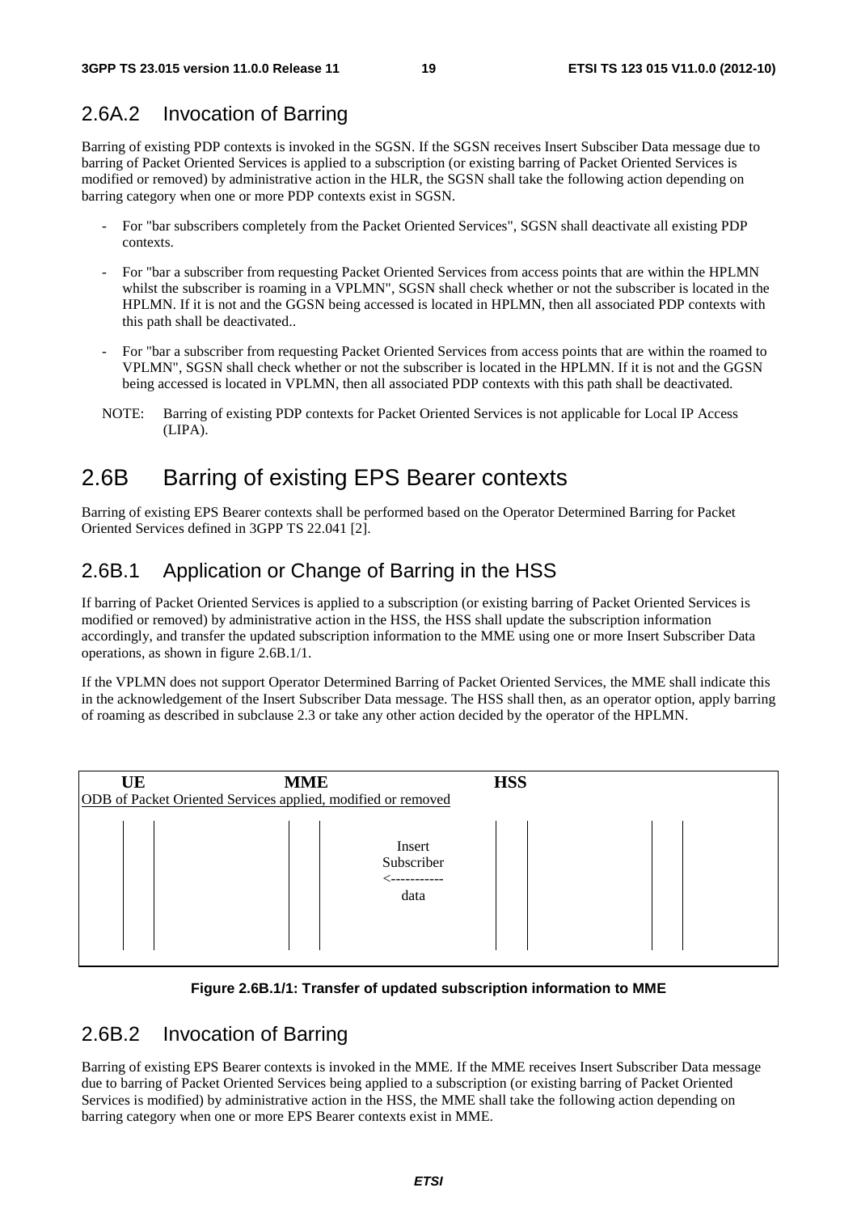### 2.6A.2 Invocation of Barring

Barring of existing PDP contexts is invoked in the SGSN. If the SGSN receives Insert Subsciber Data message due to barring of Packet Oriented Services is applied to a subscription (or existing barring of Packet Oriented Services is modified or removed) by administrative action in the HLR, the SGSN shall take the following action depending on barring category when one or more PDP contexts exist in SGSN.

- For "bar subscribers completely from the Packet Oriented Services", SGSN shall deactivate all existing PDP contexts.
- For "bar a subscriber from requesting Packet Oriented Services from access points that are within the HPLMN whilst the subscriber is roaming in a VPLMN", SGSN shall check whether or not the subscriber is located in the HPLMN. If it is not and the GGSN being accessed is located in HPLMN, then all associated PDP contexts with this path shall be deactivated..
- For "bar a subscriber from requesting Packet Oriented Services from access points that are within the roamed to VPLMN", SGSN shall check whether or not the subscriber is located in the HPLMN. If it is not and the GGSN being accessed is located in VPLMN, then all associated PDP contexts with this path shall be deactivated.

NOTE: Barring of existing PDP contexts for Packet Oriented Services is not applicable for Local IP Access (LIPA).

## 2.6B Barring of existing EPS Bearer contexts

Barring of existing EPS Bearer contexts shall be performed based on the Operator Determined Barring for Packet Oriented Services defined in 3GPP TS 22.041 [2].

### 2.6B.1 Application or Change of Barring in the HSS

If barring of Packet Oriented Services is applied to a subscription (or existing barring of Packet Oriented Services is modified or removed) by administrative action in the HSS, the HSS shall update the subscription information accordingly, and transfer the updated subscription information to the MME using one or more Insert Subscriber Data operations, as shown in figure 2.6B.1/1.

If the VPLMN does not support Operator Determined Barring of Packet Oriented Services, the MME shall indicate this in the acknowledgement of the Insert Subscriber Data message. The HSS shall then, as an operator option, apply barring of roaming as described in subclause 2.3 or take any other action decided by the operator of the HPLMN.

```
 UE                  MME                          HSS
ODB of Packet Oriented Services applied, modified or removed

                          Insert
                        Subscriber
                       <-----------
                           data
```

**Figure 2.6B.1/1: Transfer of updated subscription information to MME**

### 2.6B.2 Invocation of Barring

Barring of existing EPS Bearer contexts is invoked in the MME. If the MME receives Insert Subscriber Data message due to barring of Packet Oriented Services being applied to a subscription (or existing barring of Packet Oriented Services is modified) by administrative action in the HSS, the MME shall take the following action depending on barring category when one or more EPS Bearer contexts exist in MME.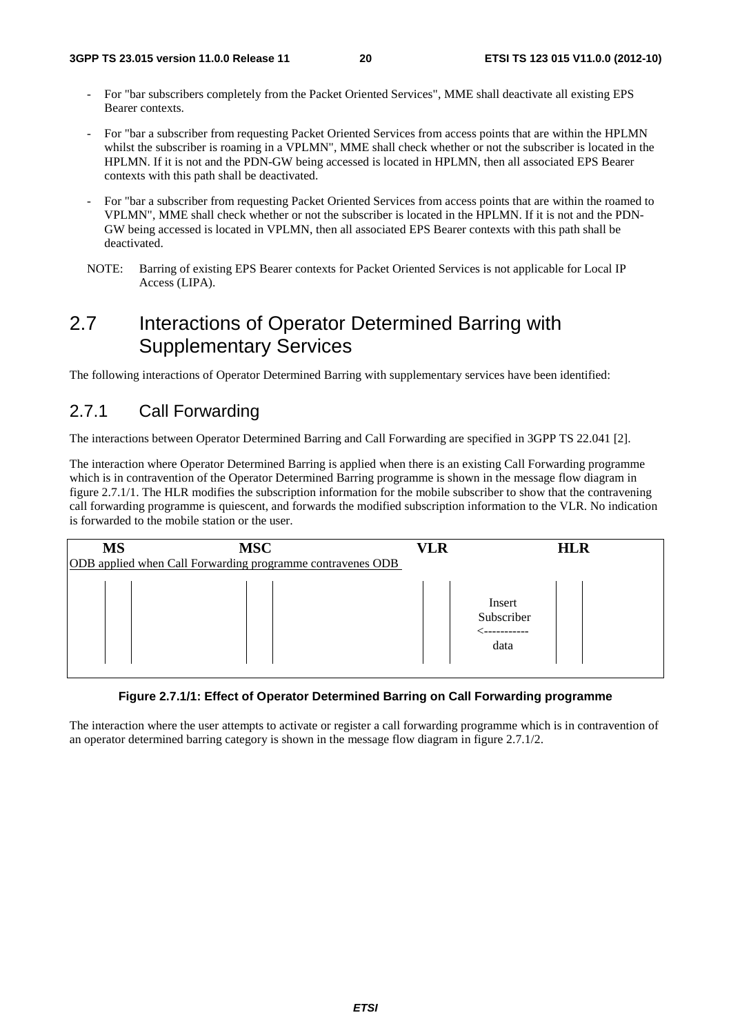- For "bar subscribers completely from the Packet Oriented Services", MME shall deactivate all existing EPS Bearer contexts.

- For "bar a subscriber from requesting Packet Oriented Services from access points that are within the HPLMN whilst the subscriber is roaming in a VPLMN", MME shall check whether or not the subscriber is located in the HPLMN. If it is not and the PDN-GW being accessed is located in HPLMN, then all associated EPS Bearer contexts with this path shall be deactivated.

- For "bar a subscriber from requesting Packet Oriented Services from access points that are within the roamed to VPLMN", MME shall check whether or not the subscriber is located in the HPLMN. If it is not and the PDN-GW being accessed is located in VPLMN, then all associated EPS Bearer contexts with this path shall be deactivated.

NOTE: Barring of existing EPS Bearer contexts for Packet Oriented Services is not applicable for Local IP Access (LIPA).

## 2.7 Interactions of Operator Determined Barring with Supplementary Services

The following interactions of Operator Determined Barring with supplementary services have been identified:

### 2.7.1 Call Forwarding

The interactions between Operator Determined Barring and Call Forwarding are specified in 3GPP TS 22.041 [2].

The interaction where Operator Determined Barring is applied when there is an existing Call Forwarding programme which is in contravention of the Operator Determined Barring programme is shown in the message flow diagram in figure 2.7.1/1. The HLR modifies the subscription information for the mobile subscriber to show that the contravening call forwarding programme is quiescent, and forwards the modified subscription information to the VLR. No indication is forwarded to the mobile station or the user.

```
 MS                    MSC                               VLR                    HLR
ODB applied when Call Forwarding programme contravenes ODB

  |    |                  |    |                          |    |                  |    |
  |    |                  |    |                          |    |     Insert       |    |
  |    |                  |    |                          |    |    Subscriber    |    |
  |    |                  |    |                          |    |   <-----------   |    |
  |    |                  |    |                          |    |      data        |    |
  |    |                  |    |                          |    |                  |    |
```

**Figure 2.7.1/1: Effect of Operator Determined Barring on Call Forwarding programme**

The interaction where the user attempts to activate or register a call forwarding programme which is in contravention of an operator determined barring category is shown in the message flow diagram in figure 2.7.1/2.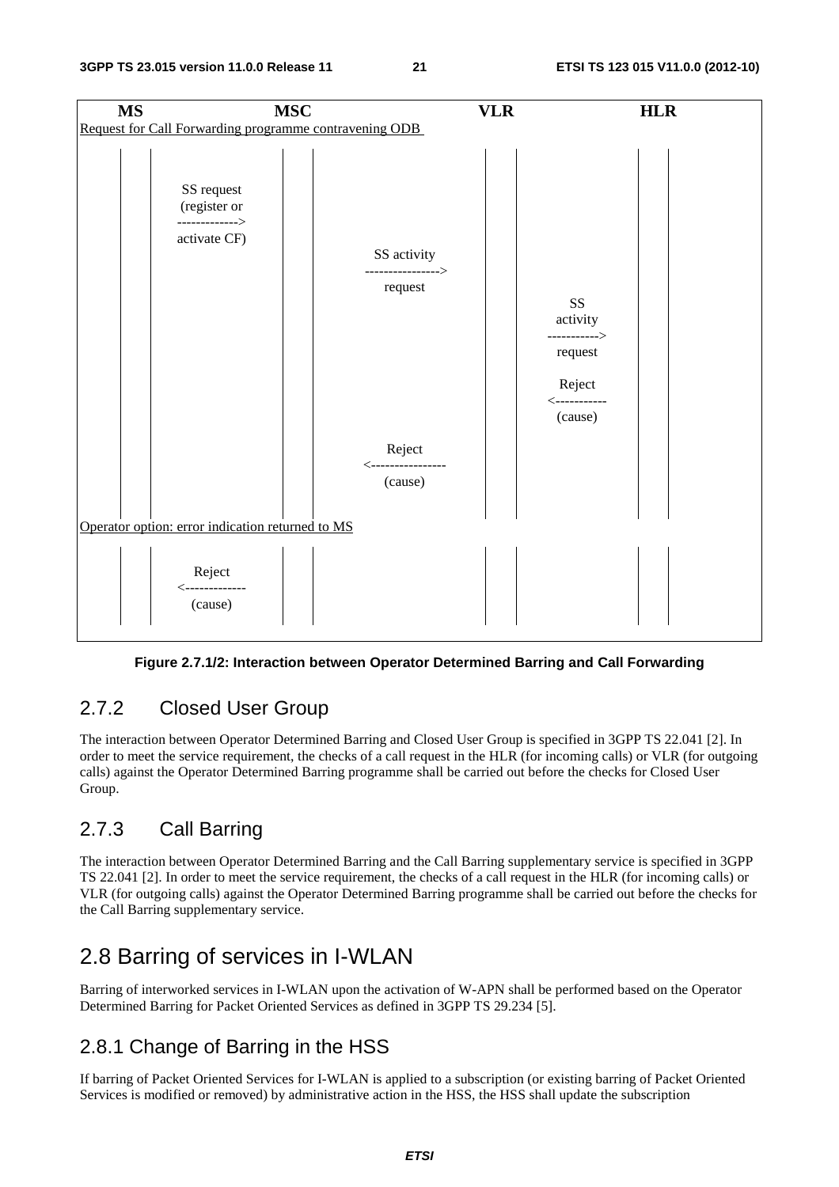```
   MS                   MSC                          VLR                    HLR
Request for Call Forwarding programme contravening ODB

        SS request
        (register or
        ------------->
        activate CF)
                                  SS activity
                                  ---------------->
                                  request
                                                          SS
                                                          activity
                                                          ----------->
                                                          request

                                                          Reject
                                                          <-----------
                                                          (cause)

                                  Reject
                                  <----------------
                                  (cause)

Operator option: error indication returned to MS

        Reject
        <-------------
        (cause)
```

**Figure 2.7.1/2: Interaction between Operator Determined Barring and Call Forwarding**

### 2.7.2 Closed User Group

The interaction between Operator Determined Barring and Closed User Group is specified in 3GPP TS 22.041 [2]. In order to meet the service requirement, the checks of a call request in the HLR (for incoming calls) or VLR (for outgoing calls) against the Operator Determined Barring programme shall be carried out before the checks for Closed User Group.

### 2.7.3 Call Barring

The interaction between Operator Determined Barring and the Call Barring supplementary service is specified in 3GPP TS 22.041 [2]. In order to meet the service requirement, the checks of a call request in the HLR (for incoming calls) or VLR (for outgoing calls) against the Operator Determined Barring programme shall be carried out before the checks for the Call Barring supplementary service.

## 2.8 Barring of services in I-WLAN

Barring of interworked services in I-WLAN upon the activation of W-APN shall be performed based on the Operator Determined Barring for Packet Oriented Services as defined in 3GPP TS 29.234 [5].

### 2.8.1 Change of Barring in the HSS

If barring of Packet Oriented Services for I-WLAN is applied to a subscription (or existing barring of Packet Oriented Services is modified or removed) by administrative action in the HSS, the HSS shall update the subscription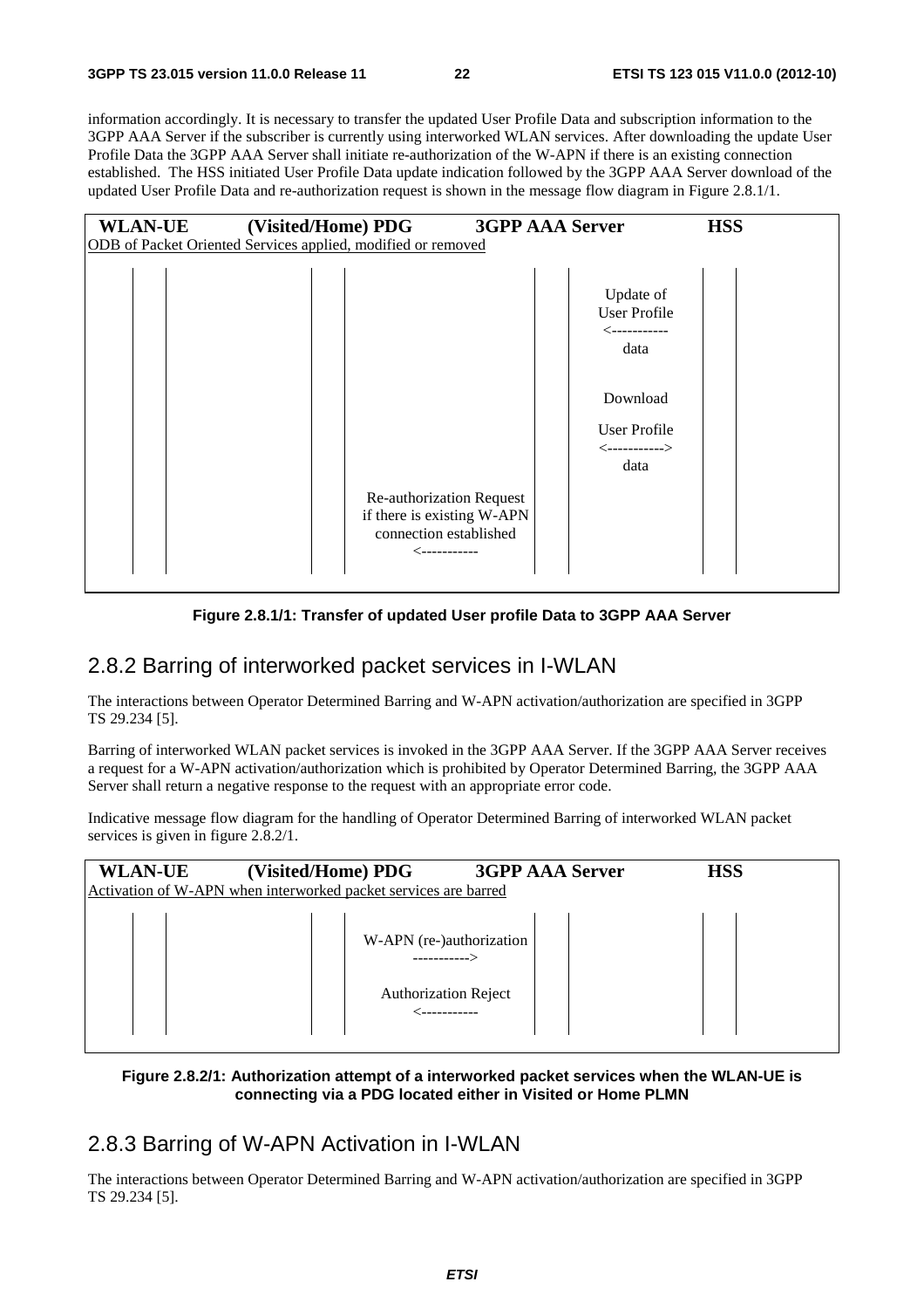information accordingly. It is necessary to transfer the updated User Profile Data and subscription information to the 3GPP AAA Server if the subscriber is currently using interworked WLAN services. After downloading the update User Profile Data the 3GPP AAA Server shall initiate re-authorization of the W-APN if there is an existing connection established. The HSS initiated User Profile Data update indication followed by the 3GPP AAA Server download of the updated User Profile Data and re-authorization request is shown in the message flow diagram in Figure 2.8.1/1.

```
WLAN-UE          (Visited/Home) PDG          3GPP AAA Server          HSS
ODB of Packet Oriented Services applied, modified or removed

                                                          Update of
                                                          User Profile
                                                          <-----------
                                                          data

                                                          Download
                                                          User Profile
                                                          <----------->
                                                          data

                              Re-authorization Request
                              if there is existing W-APN
                              connection established
                              <-----------
```

**Figure 2.8.1/1: Transfer of updated User profile Data to 3GPP AAA Server**

## 2.8.2 Barring of interworked packet services in I-WLAN

The interactions between Operator Determined Barring and W-APN activation/authorization are specified in 3GPP TS 29.234 [5].

Barring of interworked WLAN packet services is invoked in the 3GPP AAA Server. If the 3GPP AAA Server receives a request for a W-APN activation/authorization which is prohibited by Operator Determined Barring, the 3GPP AAA Server shall return a negative response to the request with an appropriate error code.

Indicative message flow diagram for the handling of Operator Determined Barring of interworked WLAN packet services is given in figure 2.8.2/1.

```
WLAN-UE          (Visited/Home) PDG          3GPP AAA Server          HSS
Activation of W-APN when interworked packet services are barred

                              W-APN (re-)authorization
                              ----------->

                              Authorization Reject
                              <-----------
```

**Figure 2.8.2/1: Authorization attempt of a interworked packet services when the WLAN-UE is connecting via a PDG located either in Visited or Home PLMN**

## 2.8.3 Barring of W-APN Activation in I-WLAN

The interactions between Operator Determined Barring and W-APN activation/authorization are specified in 3GPP TS 29.234 [5].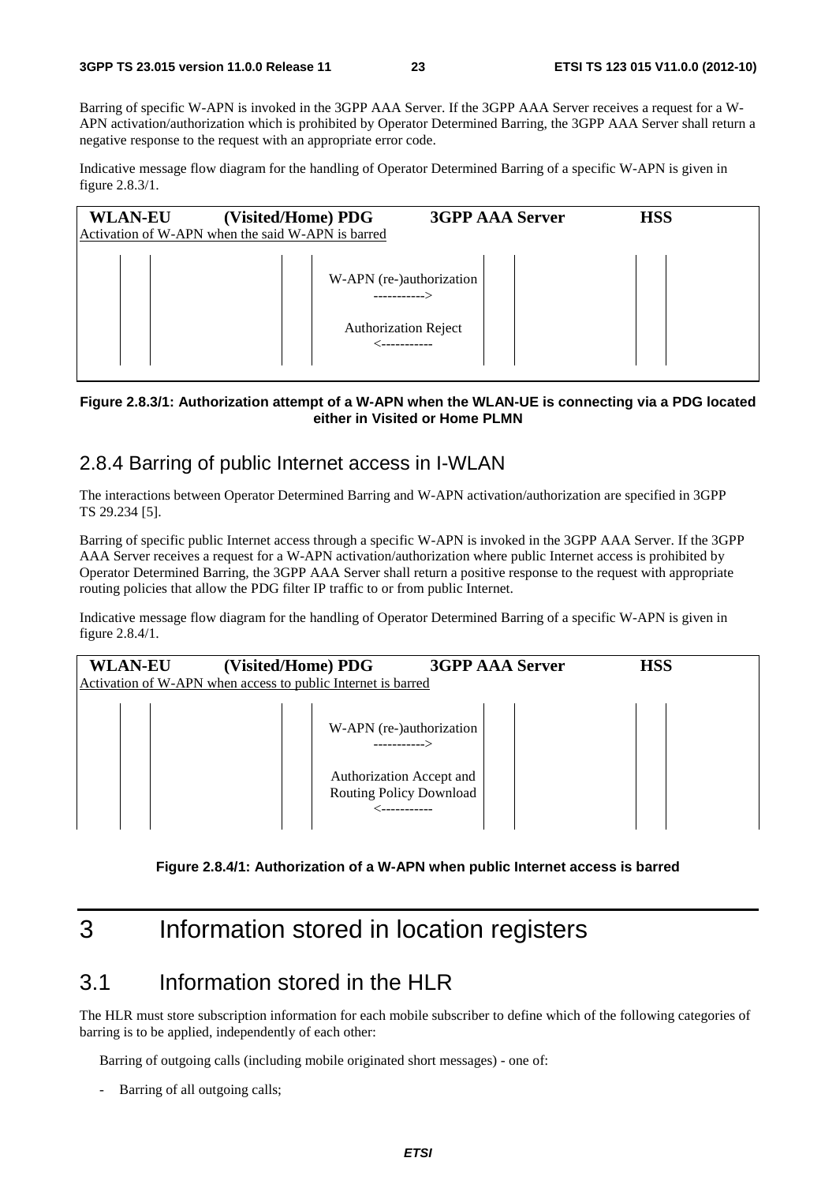Barring of specific W-APN is invoked in the 3GPP AAA Server. If the 3GPP AAA Server receives a request for a W-APN activation/authorization which is prohibited by Operator Determined Barring, the 3GPP AAA Server shall return a negative response to the request with an appropriate error code.

Indicative message flow diagram for the handling of Operator Determined Barring of a specific W-APN is given in figure 2.8.3/1.

```
WLAN-EU        (Visited/Home) PDG        3GPP AAA Server        HSS
Activation of W-APN when the said W-APN is barred

                         W-APN (re-)authorization
                              ----------->

                          Authorization Reject
                              <-----------
```

**Figure 2.8.3/1: Authorization attempt of a W-APN when the WLAN-UE is connecting via a PDG located either in Visited or Home PLMN**

## 2.8.4 Barring of public Internet access in I-WLAN

The interactions between Operator Determined Barring and W-APN activation/authorization are specified in 3GPP TS 29.234 [5].

Barring of specific public Internet access through a specific W-APN is invoked in the 3GPP AAA Server. If the 3GPP AAA Server receives a request for a W-APN activation/authorization where public Internet access is prohibited by Operator Determined Barring, the 3GPP AAA Server shall return a positive response to the request with appropriate routing policies that allow the PDG filter IP traffic to or from public Internet.

Indicative message flow diagram for the handling of Operator Determined Barring of a specific W-APN is given in figure 2.8.4/1.

```
WLAN-EU        (Visited/Home) PDG        3GPP AAA Server        HSS
Activation of W-APN when access to public Internet is barred

                         W-APN (re-)authorization
                              ----------->

                         Authorization Accept and
                         Routing Policy Download
                              <-----------
```

**Figure 2.8.4/1: Authorization of a W-APN when public Internet access is barred**

# 3 Information stored in location registers

## 3.1 Information stored in the HLR

The HLR must store subscription information for each mobile subscriber to define which of the following categories of barring is to be applied, independently of each other:

Barring of outgoing calls (including mobile originated short messages) - one of:

- Barring of all outgoing calls;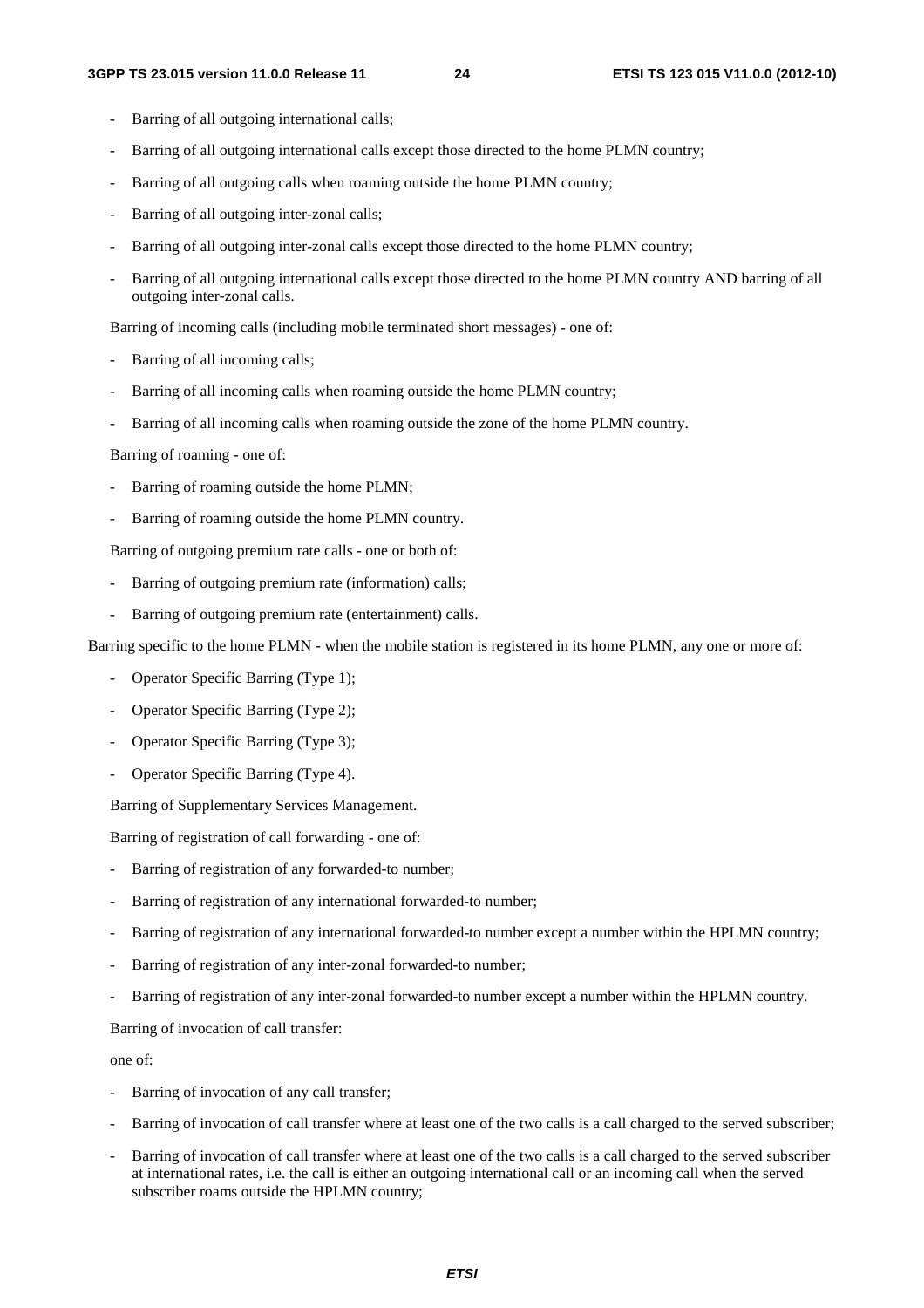- Barring of all outgoing international calls;
- Barring of all outgoing international calls except those directed to the home PLMN country;
- Barring of all outgoing calls when roaming outside the home PLMN country;
- Barring of all outgoing inter-zonal calls;
- Barring of all outgoing inter-zonal calls except those directed to the home PLMN country;
- Barring of all outgoing international calls except those directed to the home PLMN country AND barring of all outgoing inter-zonal calls.

Barring of incoming calls (including mobile terminated short messages) - one of:

- Barring of all incoming calls;
- Barring of all incoming calls when roaming outside the home PLMN country;
- Barring of all incoming calls when roaming outside the zone of the home PLMN country.

Barring of roaming - one of:

- Barring of roaming outside the home PLMN;
- Barring of roaming outside the home PLMN country.

Barring of outgoing premium rate calls - one or both of:

- Barring of outgoing premium rate (information) calls;
- Barring of outgoing premium rate (entertainment) calls.

Barring specific to the home PLMN - when the mobile station is registered in its home PLMN, any one or more of:

- Operator Specific Barring (Type 1);
- Operator Specific Barring (Type 2);
- Operator Specific Barring (Type 3);
- Operator Specific Barring (Type 4).

Barring of Supplementary Services Management.

Barring of registration of call forwarding - one of:

- Barring of registration of any forwarded-to number;
- Barring of registration of any international forwarded-to number;
- Barring of registration of any international forwarded-to number except a number within the HPLMN country;
- Barring of registration of any inter-zonal forwarded-to number;
- Barring of registration of any inter-zonal forwarded-to number except a number within the HPLMN country.

Barring of invocation of call transfer:

one of:

- Barring of invocation of any call transfer;
- Barring of invocation of call transfer where at least one of the two calls is a call charged to the served subscriber;
- Barring of invocation of call transfer where at least one of the two calls is a call charged to the served subscriber at international rates, i.e. the call is either an outgoing international call or an incoming call when the served subscriber roams outside the HPLMN country;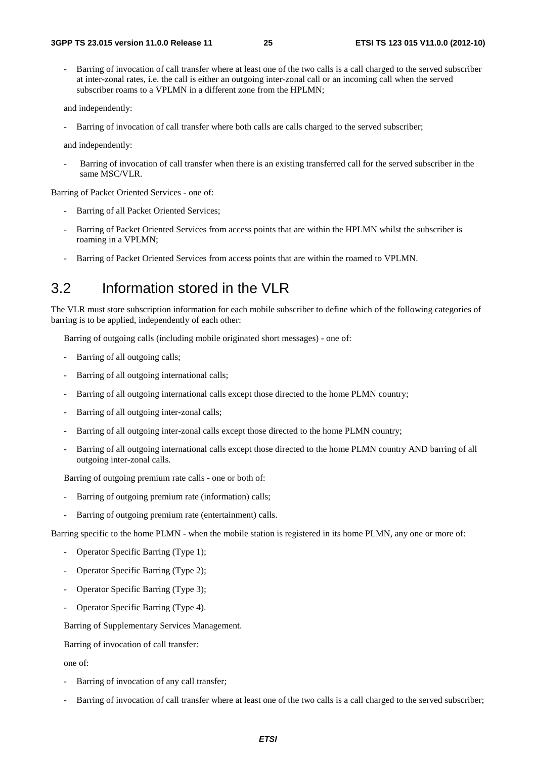- Barring of invocation of call transfer where at least one of the two calls is a call charged to the served subscriber at inter-zonal rates, i.e. the call is either an outgoing inter-zonal call or an incoming call when the served subscriber roams to a VPLMN in a different zone from the HPLMN;

and independently:

- Barring of invocation of call transfer where both calls are calls charged to the served subscriber;

and independently:

- Barring of invocation of call transfer when there is an existing transferred call for the served subscriber in the same MSC/VLR.

Barring of Packet Oriented Services - one of:

- Barring of all Packet Oriented Services;
- Barring of Packet Oriented Services from access points that are within the HPLMN whilst the subscriber is roaming in a VPLMN;
- Barring of Packet Oriented Services from access points that are within the roamed to VPLMN.

## 3.2 Information stored in the VLR

The VLR must store subscription information for each mobile subscriber to define which of the following categories of barring is to be applied, independently of each other:

Barring of outgoing calls (including mobile originated short messages) - one of:

- Barring of all outgoing calls;
- Barring of all outgoing international calls;
- Barring of all outgoing international calls except those directed to the home PLMN country;
- Barring of all outgoing inter-zonal calls;
- Barring of all outgoing inter-zonal calls except those directed to the home PLMN country;
- Barring of all outgoing international calls except those directed to the home PLMN country AND barring of all outgoing inter-zonal calls.

Barring of outgoing premium rate calls - one or both of:

- Barring of outgoing premium rate (information) calls;
- Barring of outgoing premium rate (entertainment) calls.

Barring specific to the home PLMN - when the mobile station is registered in its home PLMN, any one or more of:

- Operator Specific Barring (Type 1);
- Operator Specific Barring (Type 2);
- Operator Specific Barring (Type 3);
- Operator Specific Barring (Type 4).

Barring of Supplementary Services Management.

Barring of invocation of call transfer:

one of:

- Barring of invocation of any call transfer;
- Barring of invocation of call transfer where at least one of the two calls is a call charged to the served subscriber;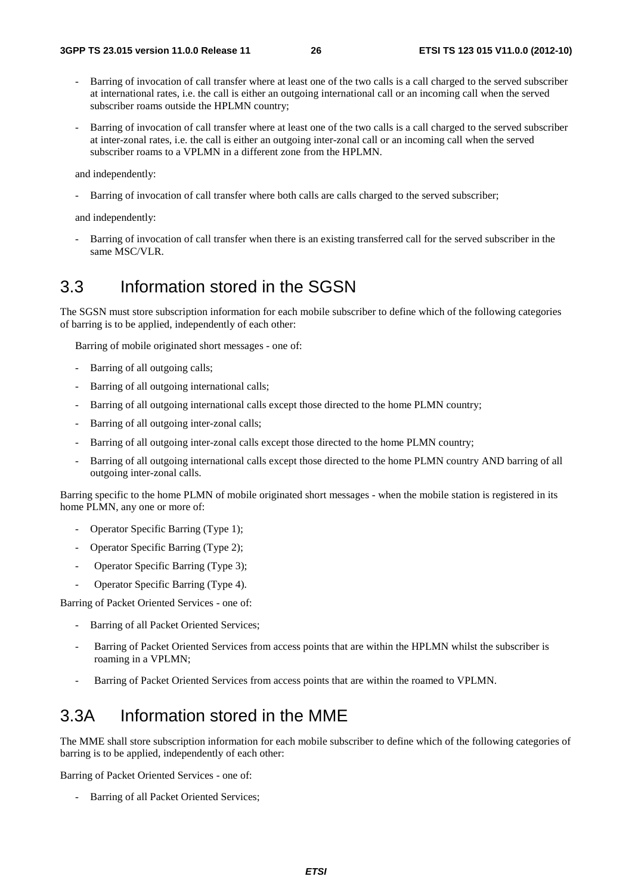- Barring of invocation of call transfer where at least one of the two calls is a call charged to the served subscriber at international rates, i.e. the call is either an outgoing international call or an incoming call when the served subscriber roams outside the HPLMN country;
- Barring of invocation of call transfer where at least one of the two calls is a call charged to the served subscriber at inter-zonal rates, i.e. the call is either an outgoing inter-zonal call or an incoming call when the served subscriber roams to a VPLMN in a different zone from the HPLMN.

and independently:

- Barring of invocation of call transfer where both calls are calls charged to the served subscriber;

and independently:

- Barring of invocation of call transfer when there is an existing transferred call for the served subscriber in the same MSC/VLR.

## 3.3 Information stored in the SGSN

The SGSN must store subscription information for each mobile subscriber to define which of the following categories of barring is to be applied, independently of each other:

Barring of mobile originated short messages - one of:

- Barring of all outgoing calls;
- Barring of all outgoing international calls;
- Barring of all outgoing international calls except those directed to the home PLMN country;
- Barring of all outgoing inter-zonal calls;
- Barring of all outgoing inter-zonal calls except those directed to the home PLMN country;
- Barring of all outgoing international calls except those directed to the home PLMN country AND barring of all outgoing inter-zonal calls.

Barring specific to the home PLMN of mobile originated short messages - when the mobile station is registered in its home PLMN, any one or more of:

- Operator Specific Barring (Type 1);
- Operator Specific Barring (Type 2);
- Operator Specific Barring (Type 3);
- Operator Specific Barring (Type 4).

Barring of Packet Oriented Services - one of:

- Barring of all Packet Oriented Services;
- Barring of Packet Oriented Services from access points that are within the HPLMN whilst the subscriber is roaming in a VPLMN;
- Barring of Packet Oriented Services from access points that are within the roamed to VPLMN.

## 3.3A Information stored in the MME

The MME shall store subscription information for each mobile subscriber to define which of the following categories of barring is to be applied, independently of each other:

Barring of Packet Oriented Services - one of:

- Barring of all Packet Oriented Services;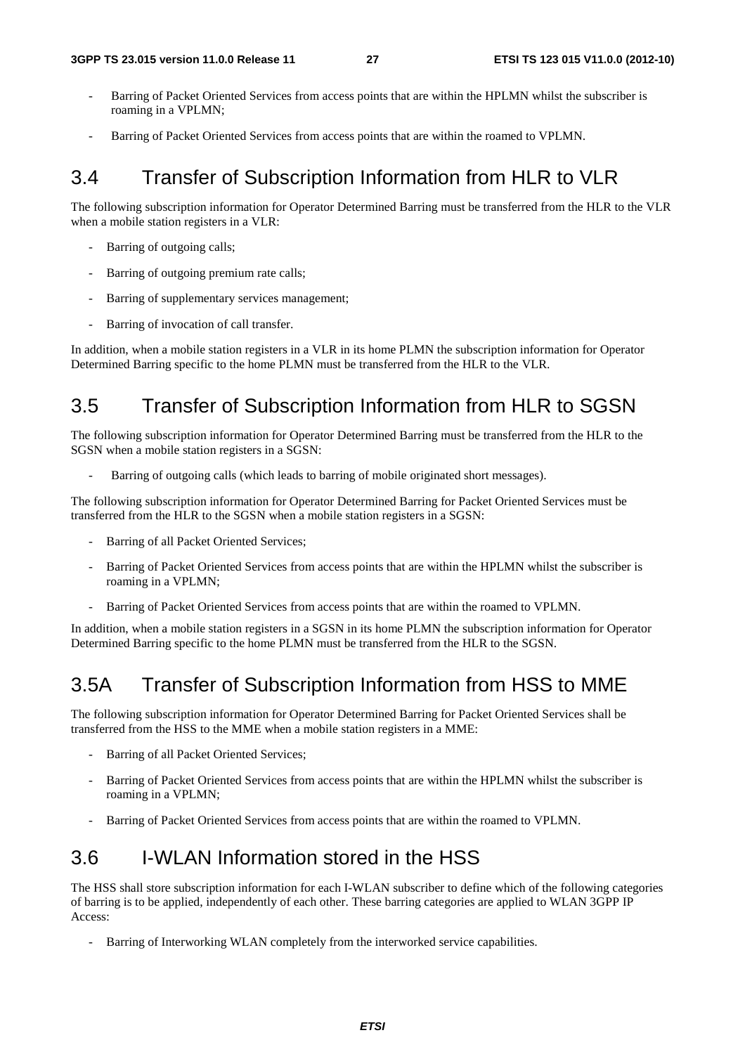- Barring of Packet Oriented Services from access points that are within the HPLMN whilst the subscriber is roaming in a VPLMN;
- Barring of Packet Oriented Services from access points that are within the roamed to VPLMN.

## 3.4 Transfer of Subscription Information from HLR to VLR

The following subscription information for Operator Determined Barring must be transferred from the HLR to the VLR when a mobile station registers in a VLR:

- Barring of outgoing calls;
- Barring of outgoing premium rate calls;
- Barring of supplementary services management;
- Barring of invocation of call transfer.

In addition, when a mobile station registers in a VLR in its home PLMN the subscription information for Operator Determined Barring specific to the home PLMN must be transferred from the HLR to the VLR.

## 3.5 Transfer of Subscription Information from HLR to SGSN

The following subscription information for Operator Determined Barring must be transferred from the HLR to the SGSN when a mobile station registers in a SGSN:

- Barring of outgoing calls (which leads to barring of mobile originated short messages).

The following subscription information for Operator Determined Barring for Packet Oriented Services must be transferred from the HLR to the SGSN when a mobile station registers in a SGSN:

- Barring of all Packet Oriented Services;
- Barring of Packet Oriented Services from access points that are within the HPLMN whilst the subscriber is roaming in a VPLMN;
- Barring of Packet Oriented Services from access points that are within the roamed to VPLMN.

In addition, when a mobile station registers in a SGSN in its home PLMN the subscription information for Operator Determined Barring specific to the home PLMN must be transferred from the HLR to the SGSN.

## 3.5A Transfer of Subscription Information from HSS to MME

The following subscription information for Operator Determined Barring for Packet Oriented Services shall be transferred from the HSS to the MME when a mobile station registers in a MME:

- Barring of all Packet Oriented Services;
- Barring of Packet Oriented Services from access points that are within the HPLMN whilst the subscriber is roaming in a VPLMN;
- Barring of Packet Oriented Services from access points that are within the roamed to VPLMN.

## 3.6 I-WLAN Information stored in the HSS

The HSS shall store subscription information for each I-WLAN subscriber to define which of the following categories of barring is to be applied, independently of each other. These barring categories are applied to WLAN 3GPP IP Access:

- Barring of Interworking WLAN completely from the interworked service capabilities.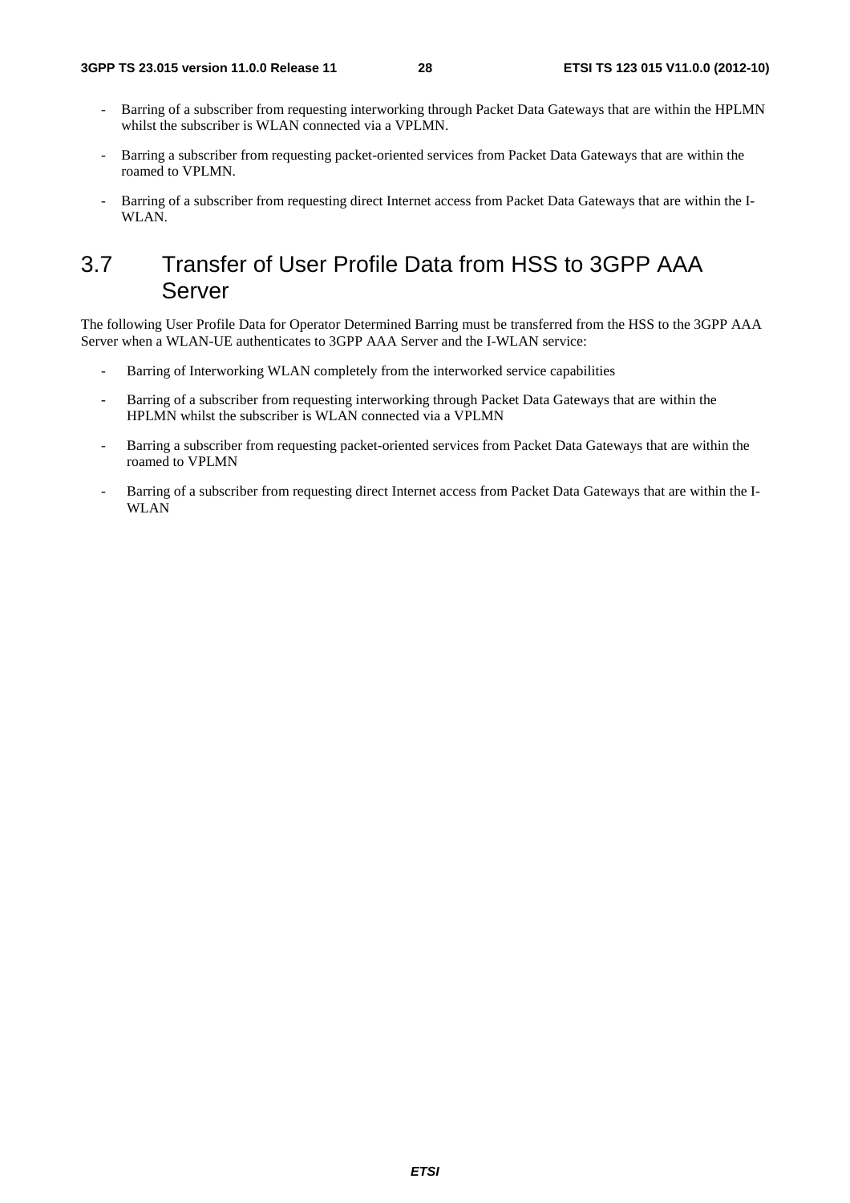- Barring of a subscriber from requesting interworking through Packet Data Gateways that are within the HPLMN whilst the subscriber is WLAN connected via a VPLMN.
- Barring a subscriber from requesting packet-oriented services from Packet Data Gateways that are within the roamed to VPLMN.
- Barring of a subscriber from requesting direct Internet access from Packet Data Gateways that are within the I-WLAN.

## 3.7 Transfer of User Profile Data from HSS to 3GPP AAA Server

The following User Profile Data for Operator Determined Barring must be transferred from the HSS to the 3GPP AAA Server when a WLAN-UE authenticates to 3GPP AAA Server and the I-WLAN service:

- Barring of Interworking WLAN completely from the interworked service capabilities
- Barring of a subscriber from requesting interworking through Packet Data Gateways that are within the HPLMN whilst the subscriber is WLAN connected via a VPLMN
- Barring a subscriber from requesting packet-oriented services from Packet Data Gateways that are within the roamed to VPLMN
- Barring of a subscriber from requesting direct Internet access from Packet Data Gateways that are within the I-WLAN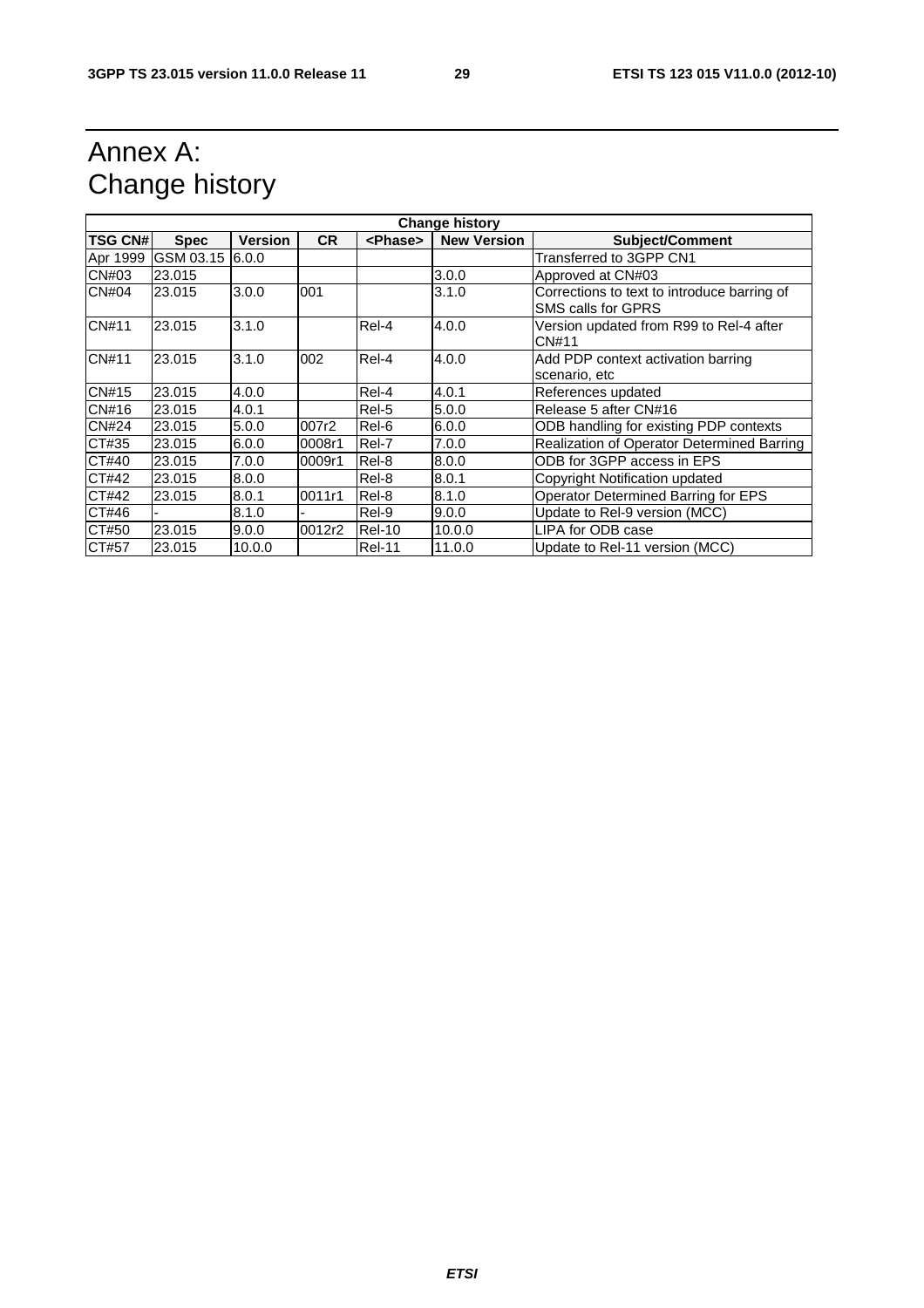# Annex A:
Change history

| Change history | | | | | | |
|---|---|---|---|---|---|---|
| **TSG CN#** | **Spec** | **Version** | **CR** | **<Phase>** | **New Version** | **Subject/Comment** |
| Apr 1999 | GSM 03.15 | 6.0.0 | | | | Transferred to 3GPP CN1 |
| CN#03 | 23.015 | | | | 3.0.0 | Approved at CN#03 |
| CN#04 | 23.015 | 3.0.0 | 001 | | 3.1.0 | Corrections to text to introduce barring of SMS calls for GPRS |
| CN#11 | 23.015 | 3.1.0 | | Rel-4 | 4.0.0 | Version updated from R99 to Rel-4 after CN#11 |
| CN#11 | 23.015 | 3.1.0 | 002 | Rel-4 | 4.0.0 | Add PDP context activation barring scenario, etc |
| CN#15 | 23.015 | 4.0.0 | | Rel-4 | 4.0.1 | References updated |
| CN#16 | 23.015 | 4.0.1 | | Rel-5 | 5.0.0 | Release 5 after CN#16 |
| CN#24 | 23.015 | 5.0.0 | 007r2 | Rel-6 | 6.0.0 | ODB handling for existing PDP contexts |
| CT#35 | 23.015 | 6.0.0 | 0008r1 | Rel-7 | 7.0.0 | Realization of Operator Determined Barring |
| CT#40 | 23.015 | 7.0.0 | 0009r1 | Rel-8 | 8.0.0 | ODB for 3GPP access in EPS |
| CT#42 | 23.015 | 8.0.0 | | Rel-8 | 8.0.1 | Copyright Notification updated |
| CT#42 | 23.015 | 8.0.1 | 0011r1 | Rel-8 | 8.1.0 | Operator Determined Barring for EPS |
| CT#46 | - | 8.1.0 | - | Rel-9 | 9.0.0 | Update to Rel-9 version (MCC) |
| CT#50 | 23.015 | 9.0.0 | 0012r2 | Rel-10 | 10.0.0 | LIPA for ODB case |
| CT#57 | 23.015 | 10.0.0 | | Rel-11 | 11.0.0 | Update to Rel-11 version (MCC) |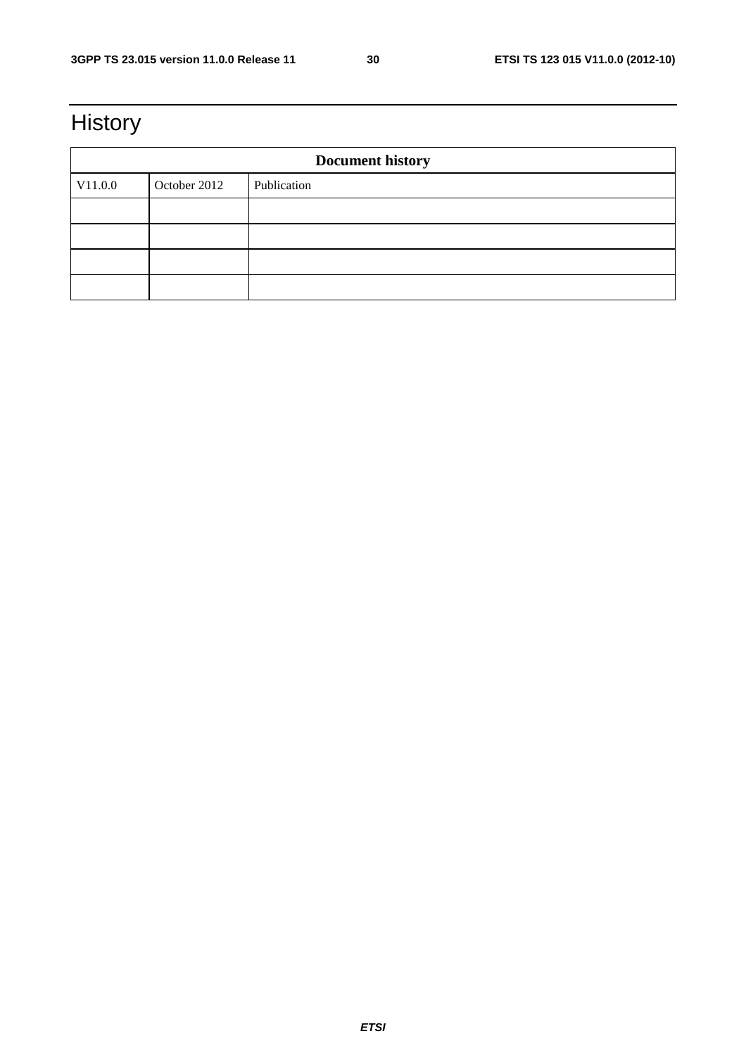# History

| Document history | | |
|---|---|---|
| V11.0.0 | October 2012 | Publication |
| | | |
| | | |
| | | |
| | | |